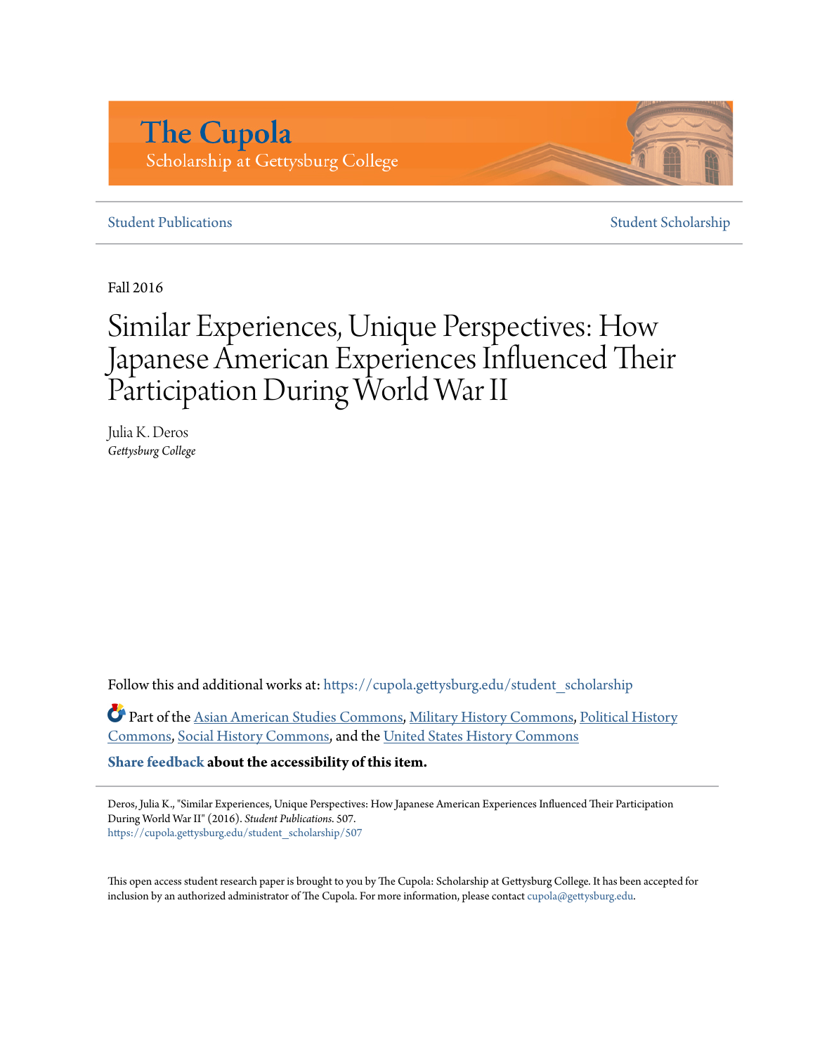The Cupola

Scholarship at Gettysburg College

Student Publications | Student Scholarship

Fall 2016

# Similar Experiences, Unique Perspectives: How Japanese American Experiences Influenced Their Participation During World War II

Julia K. Deros
*Gettysburg College*

Follow this and additional works at: https://cupola.gettysburg.edu/student_scholarship

Part of the Asian American Studies Commons, Military History Commons, Political History Commons, Social History Commons, and the United States History Commons

**Share feedback about the accessibility of this item.**

Deros, Julia K., "Similar Experiences, Unique Perspectives: How Japanese American Experiences Influenced Their Participation During World War II" (2016). *Student Publications*. 507.
https://cupola.gettysburg.edu/student_scholarship/507

This open access student research paper is brought to you by The Cupola: Scholarship at Gettysburg College. It has been accepted for inclusion by an authorized administrator of The Cupola. For more information, please contact cupola@gettysburg.edu.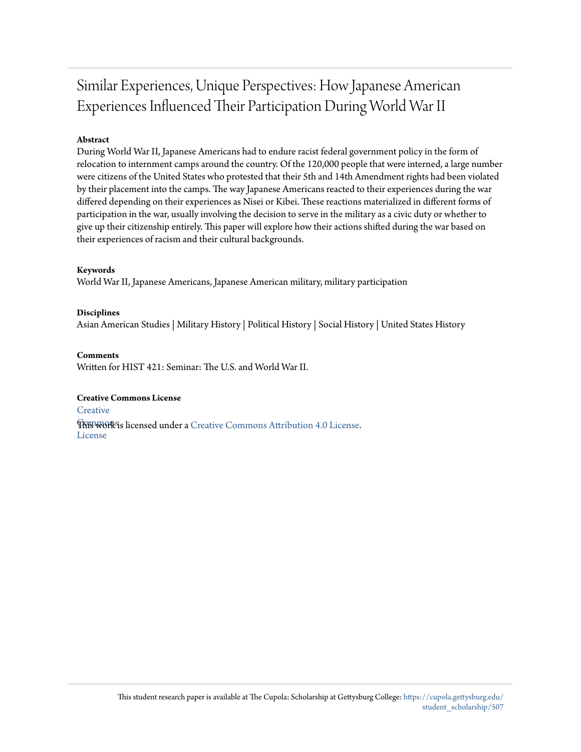# Similar Experiences, Unique Perspectives: How Japanese American Experiences Influenced Their Participation During World War II

**Abstract**

During World War II, Japanese Americans had to endure racist federal government policy in the form of relocation to internment camps around the country. Of the 120,000 people that were interned, a large number were citizens of the United States who protested that their 5th and 14th Amendment rights had been violated by their placement into the camps. The way Japanese Americans reacted to their experiences during the war differed depending on their experiences as Nisei or Kibei. These reactions materialized in different forms of participation in the war, usually involving the decision to serve in the military as a civic duty or whether to give up their citizenship entirely. This paper will explore how their actions shifted during the war based on their experiences of racism and their cultural backgrounds.

**Keywords**

World War II, Japanese Americans, Japanese American military, military participation

**Disciplines**

Asian American Studies | Military History | Political History | Social History | United States History

**Comments**

Written for HIST 421: Seminar: The U.S. and World War II.

**Creative Commons License**

Creative Commons License

This work is licensed under a Creative Commons Attribution 4.0 License.

This student research paper is available at The Cupola: Scholarship at Gettysburg College: https://cupola.gettysburg.edu/student_scholarship/507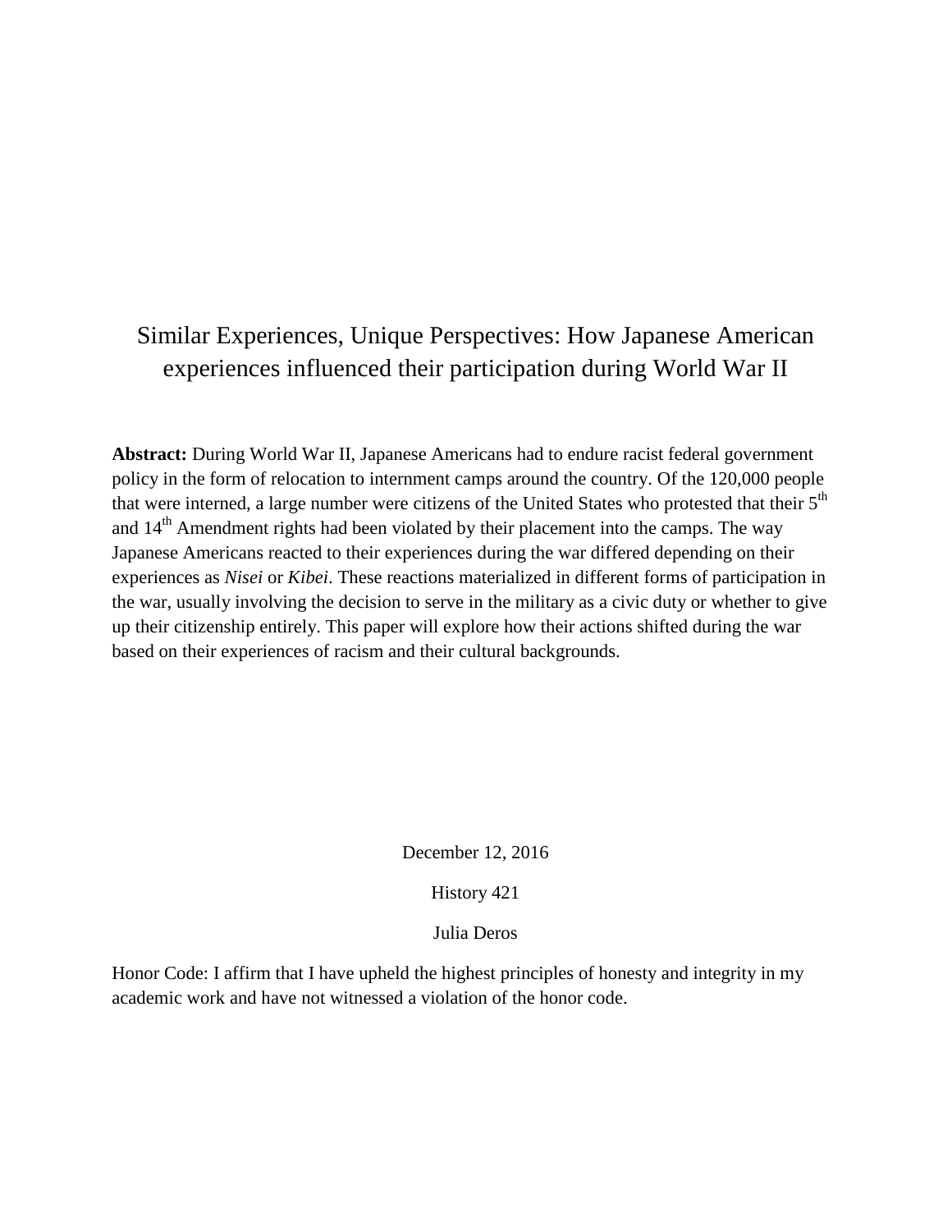# Similar Experiences, Unique Perspectives: How Japanese American experiences influenced their participation during World War II

**Abstract:** During World War II, Japanese Americans had to endure racist federal government policy in the form of relocation to internment camps around the country. Of the 120,000 people that were interned, a large number were citizens of the United States who protested that their 5th and 14th Amendment rights had been violated by their placement into the camps. The way Japanese Americans reacted to their experiences during the war differed depending on their experiences as *Nisei* or *Kibei*. These reactions materialized in different forms of participation in the war, usually involving the decision to serve in the military as a civic duty or whether to give up their citizenship entirely. This paper will explore how their actions shifted during the war based on their experiences of racism and their cultural backgrounds.

December 12, 2016

History 421

Julia Deros

Honor Code: I affirm that I have upheld the highest principles of honesty and integrity in my academic work and have not witnessed a violation of the honor code.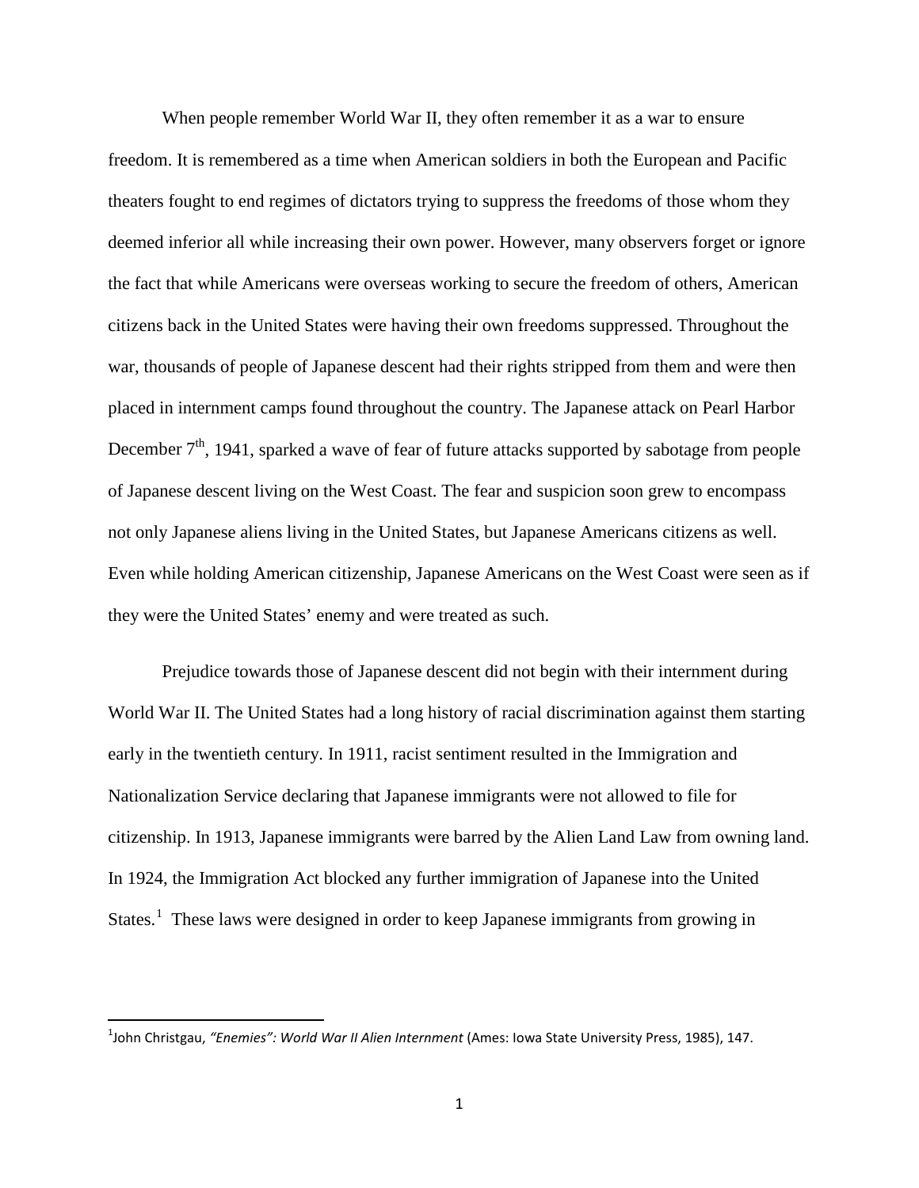When people remember World War II, they often remember it as a war to ensure freedom. It is remembered as a time when American soldiers in both the European and Pacific theaters fought to end regimes of dictators trying to suppress the freedoms of those whom they deemed inferior all while increasing their own power. However, many observers forget or ignore the fact that while Americans were overseas working to secure the freedom of others, American citizens back in the United States were having their own freedoms suppressed. Throughout the war, thousands of people of Japanese descent had their rights stripped from them and were then placed in internment camps found throughout the country. The Japanese attack on Pearl Harbor December 7th, 1941, sparked a wave of fear of future attacks supported by sabotage from people of Japanese descent living on the West Coast. The fear and suspicion soon grew to encompass not only Japanese aliens living in the United States, but Japanese Americans citizens as well. Even while holding American citizenship, Japanese Americans on the West Coast were seen as if they were the United States' enemy and were treated as such.

Prejudice towards those of Japanese descent did not begin with their internment during World War II. The United States had a long history of racial discrimination against them starting early in the twentieth century. In 1911, racist sentiment resulted in the Immigration and Nationalization Service declaring that Japanese immigrants were not allowed to file for citizenship. In 1913, Japanese immigrants were barred by the Alien Land Law from owning land. In 1924, the Immigration Act blocked any further immigration of Japanese into the United States.[1] These laws were designed in order to keep Japanese immigrants from growing in

[1] John Christgau, *"Enemies": World War II Alien Internment* (Ames: Iowa State University Press, 1985), 147.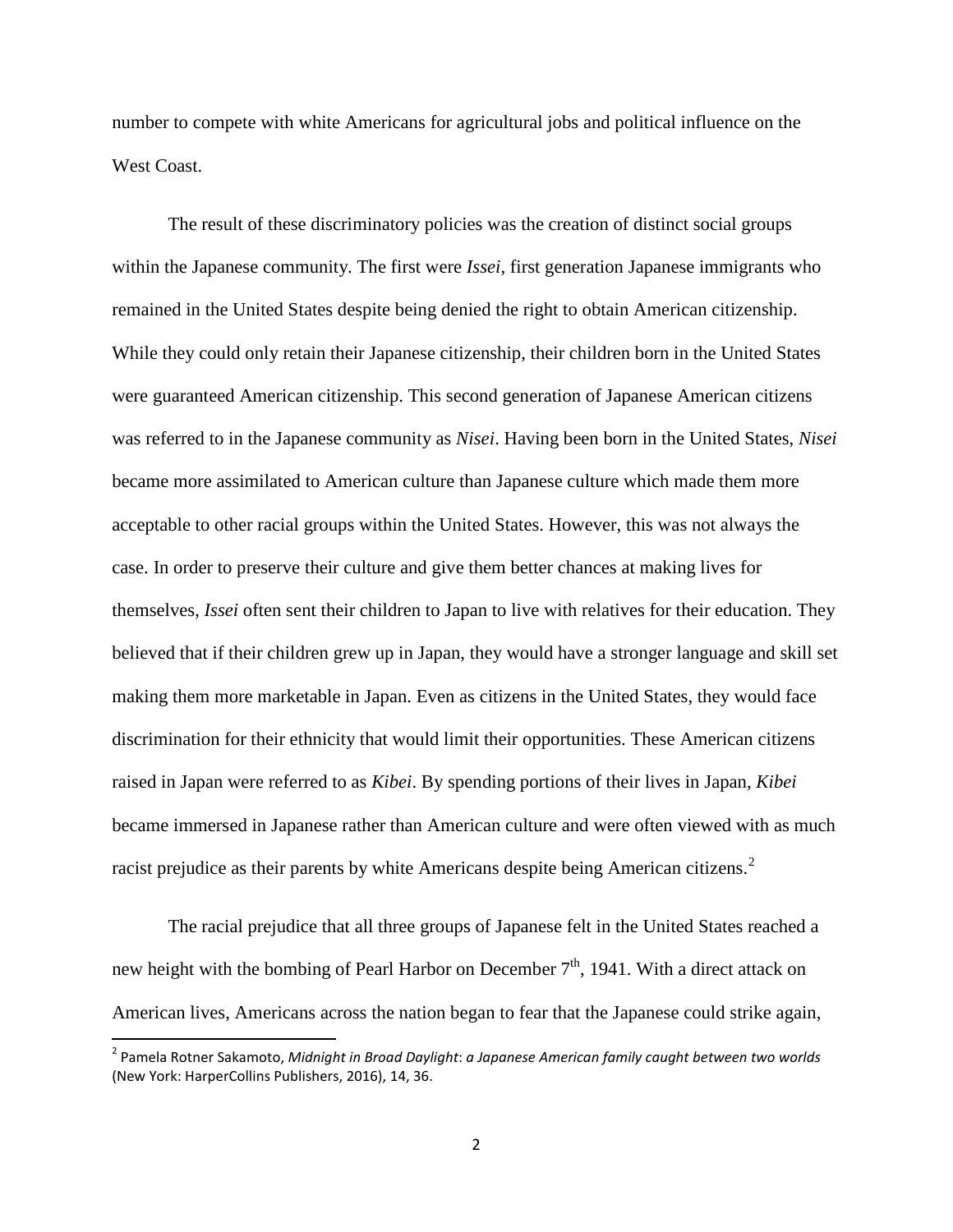number to compete with white Americans for agricultural jobs and political influence on the West Coast.

The result of these discriminatory policies was the creation of distinct social groups within the Japanese community. The first were *Issei*, first generation Japanese immigrants who remained in the United States despite being denied the right to obtain American citizenship. While they could only retain their Japanese citizenship, their children born in the United States were guaranteed American citizenship. This second generation of Japanese American citizens was referred to in the Japanese community as *Nisei*. Having been born in the United States, *Nisei* became more assimilated to American culture than Japanese culture which made them more acceptable to other racial groups within the United States. However, this was not always the case. In order to preserve their culture and give them better chances at making lives for themselves, *Issei* often sent their children to Japan to live with relatives for their education. They believed that if their children grew up in Japan, they would have a stronger language and skill set making them more marketable in Japan. Even as citizens in the United States, they would face discrimination for their ethnicity that would limit their opportunities. These American citizens raised in Japan were referred to as *Kibei*. By spending portions of their lives in Japan, *Kibei* became immersed in Japanese rather than American culture and were often viewed with as much racist prejudice as their parents by white Americans despite being American citizens.[2]

The racial prejudice that all three groups of Japanese felt in the United States reached a new height with the bombing of Pearl Harbor on December 7th, 1941. With a direct attack on American lives, Americans across the nation began to fear that the Japanese could strike again,

[2] Pamela Rotner Sakamoto, *Midnight in Broad Daylight*: *a Japanese American family caught between two worlds* (New York: HarperCollins Publishers, 2016), 14, 36.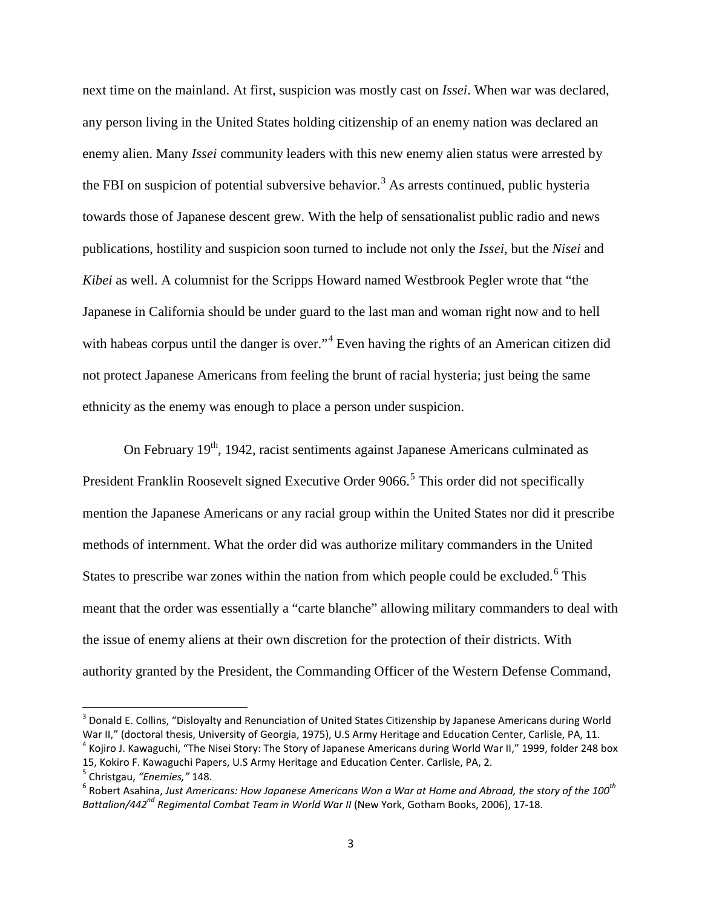next time on the mainland. At first, suspicion was mostly cast on *Issei*. When war was declared, any person living in the United States holding citizenship of an enemy nation was declared an enemy alien. Many *Issei* community leaders with this new enemy alien status were arrested by the FBI on suspicion of potential subversive behavior.[3] As arrests continued, public hysteria towards those of Japanese descent grew. With the help of sensationalist public radio and news publications, hostility and suspicion soon turned to include not only the *Issei*, but the *Nisei* and *Kibei* as well. A columnist for the Scripps Howard named Westbrook Pegler wrote that "the Japanese in California should be under guard to the last man and woman right now and to hell with habeas corpus until the danger is over."[4] Even having the rights of an American citizen did not protect Japanese Americans from feeling the brunt of racial hysteria; just being the same ethnicity as the enemy was enough to place a person under suspicion.

On February 19th, 1942, racist sentiments against Japanese Americans culminated as President Franklin Roosevelt signed Executive Order 9066.[5] This order did not specifically mention the Japanese Americans or any racial group within the United States nor did it prescribe methods of internment. What the order did was authorize military commanders in the United States to prescribe war zones within the nation from which people could be excluded.[6] This meant that the order was essentially a "carte blanche" allowing military commanders to deal with the issue of enemy aliens at their own discretion for the protection of their districts. With authority granted by the President, the Commanding Officer of the Western Defense Command,

---

[3] Donald E. Collins, "Disloyalty and Renunciation of United States Citizenship by Japanese Americans during World War II," (doctoral thesis, University of Georgia, 1975), U.S Army Heritage and Education Center, Carlisle, PA, 11.

[4] Kojiro J. Kawaguchi, "The Nisei Story: The Story of Japanese Americans during World War II," 1999, folder 248 box 15, Kokiro F. Kawaguchi Papers, U.S Army Heritage and Education Center. Carlisle, PA, 2.

[5] Christgau, *"Enemies,"* 148.

[6] Robert Asahina, *Just Americans: How Japanese Americans Won a War at Home and Abroad, the story of the 100th Battalion/442nd Regimental Combat Team in World War II* (New York, Gotham Books, 2006), 17-18.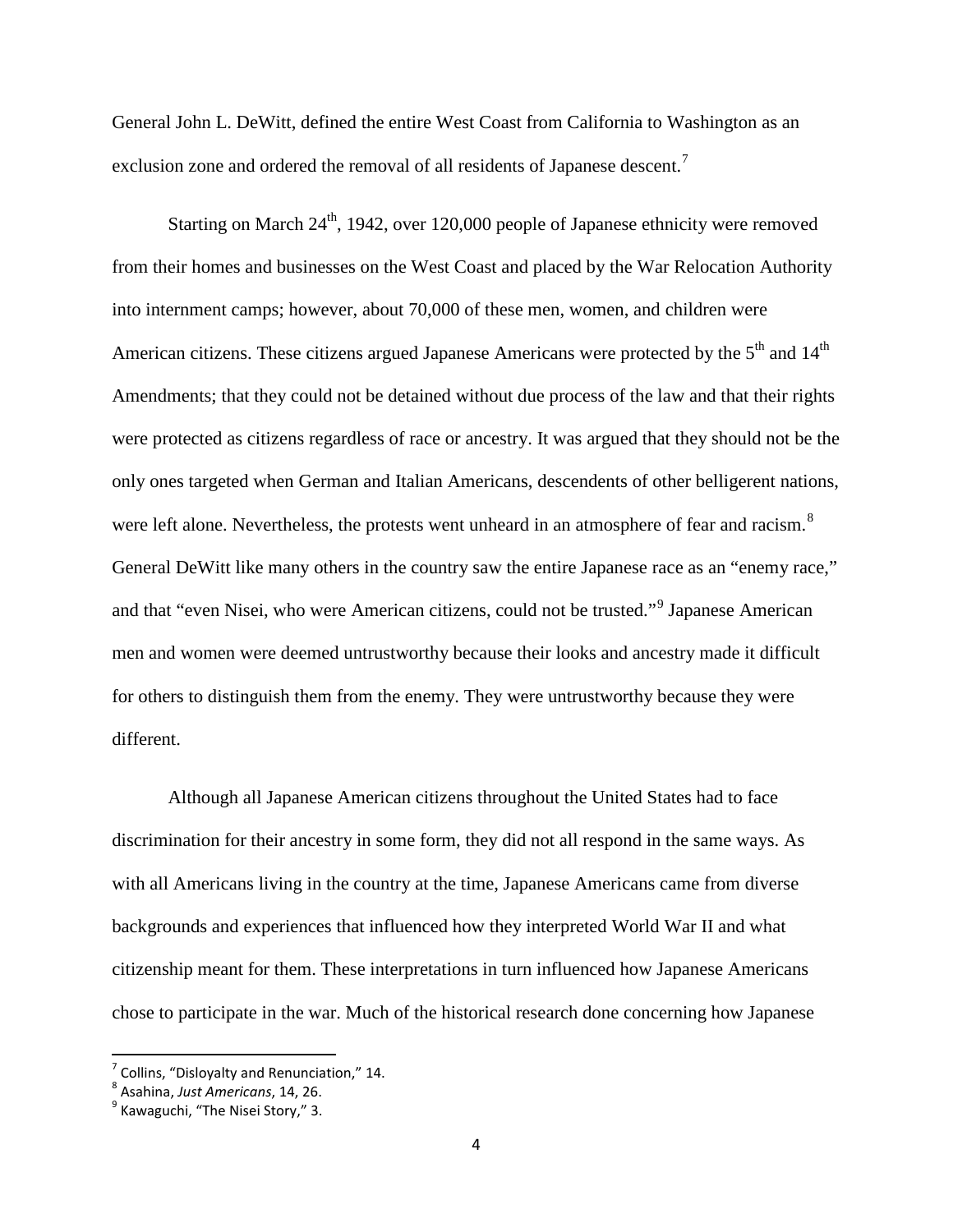General John L. DeWitt, defined the entire West Coast from California to Washington as an exclusion zone and ordered the removal of all residents of Japanese descent.[7]

Starting on March 24th, 1942, over 120,000 people of Japanese ethnicity were removed from their homes and businesses on the West Coast and placed by the War Relocation Authority into internment camps; however, about 70,000 of these men, women, and children were American citizens. These citizens argued Japanese Americans were protected by the 5th and 14th Amendments; that they could not be detained without due process of the law and that their rights were protected as citizens regardless of race or ancestry. It was argued that they should not be the only ones targeted when German and Italian Americans, descendents of other belligerent nations, were left alone. Nevertheless, the protests went unheard in an atmosphere of fear and racism.[8] General DeWitt like many others in the country saw the entire Japanese race as an "enemy race," and that "even Nisei, who were American citizens, could not be trusted."[9] Japanese American men and women were deemed untrustworthy because their looks and ancestry made it difficult for others to distinguish them from the enemy. They were untrustworthy because they were different.

Although all Japanese American citizens throughout the United States had to face discrimination for their ancestry in some form, they did not all respond in the same ways. As with all Americans living in the country at the time, Japanese Americans came from diverse backgrounds and experiences that influenced how they interpreted World War II and what citizenship meant for them. These interpretations in turn influenced how Japanese Americans chose to participate in the war. Much of the historical research done concerning how Japanese

---

[7] Collins, "Disloyalty and Renunciation," 14.

[8] Asahina, *Just Americans*, 14, 26.

[9] Kawaguchi, "The Nisei Story," 3.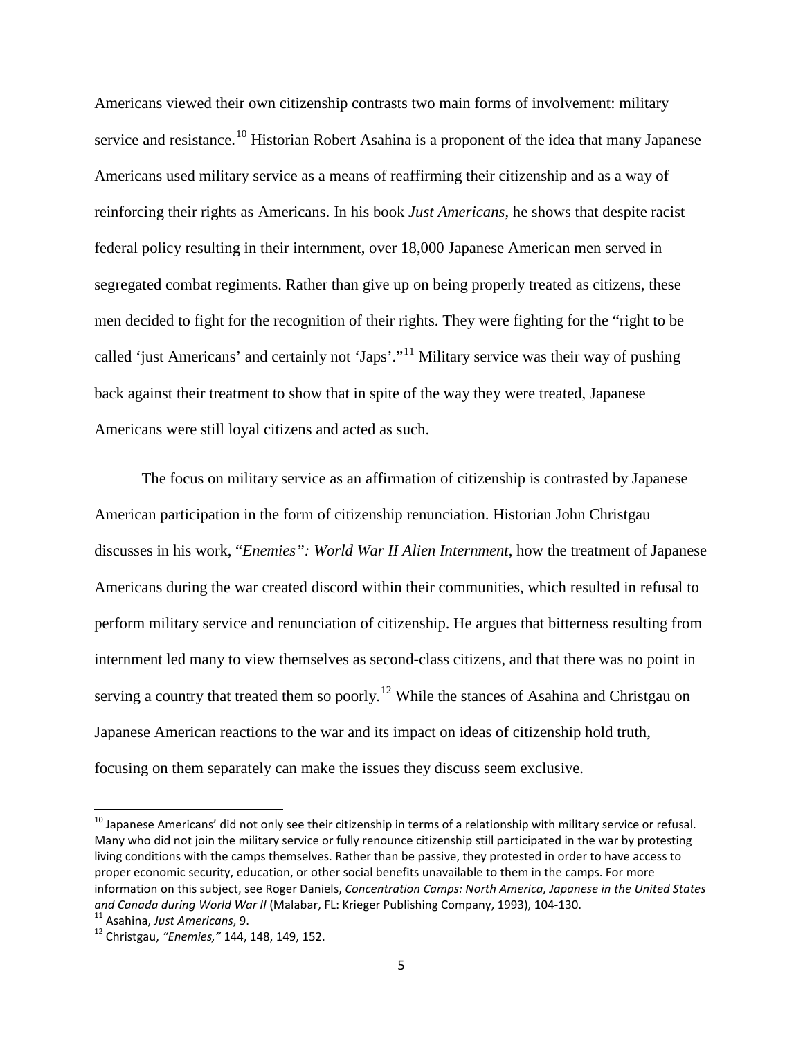Americans viewed their own citizenship contrasts two main forms of involvement: military service and resistance.[10] Historian Robert Asahina is a proponent of the idea that many Japanese Americans used military service as a means of reaffirming their citizenship and as a way of reinforcing their rights as Americans. In his book *Just Americans*, he shows that despite racist federal policy resulting in their internment, over 18,000 Japanese American men served in segregated combat regiments. Rather than give up on being properly treated as citizens, these men decided to fight for the recognition of their rights. They were fighting for the "right to be called 'just Americans' and certainly not 'Japs'."[11] Military service was their way of pushing back against their treatment to show that in spite of the way they were treated, Japanese Americans were still loyal citizens and acted as such.

The focus on military service as an affirmation of citizenship is contrasted by Japanese American participation in the form of citizenship renunciation. Historian John Christgau discusses in his work, "*Enemies": World War II Alien Internment*, how the treatment of Japanese Americans during the war created discord within their communities, which resulted in refusal to perform military service and renunciation of citizenship. He argues that bitterness resulting from internment led many to view themselves as second-class citizens, and that there was no point in serving a country that treated them so poorly.[12] While the stances of Asahina and Christgau on Japanese American reactions to the war and its impact on ideas of citizenship hold truth, focusing on them separately can make the issues they discuss seem exclusive.

---

[10] Japanese Americans' did not only see their citizenship in terms of a relationship with military service or refusal. Many who did not join the military service or fully renounce citizenship still participated in the war by protesting living conditions with the camps themselves. Rather than be passive, they protested in order to have access to proper economic security, education, or other social benefits unavailable to them in the camps. For more information on this subject, see Roger Daniels, *Concentration Camps: North America, Japanese in the United States and Canada during World War II* (Malabar, FL: Krieger Publishing Company, 1993), 104-130.

[11] Asahina, *Just Americans*, 9.

[12] Christgau, *"Enemies,"* 144, 148, 149, 152.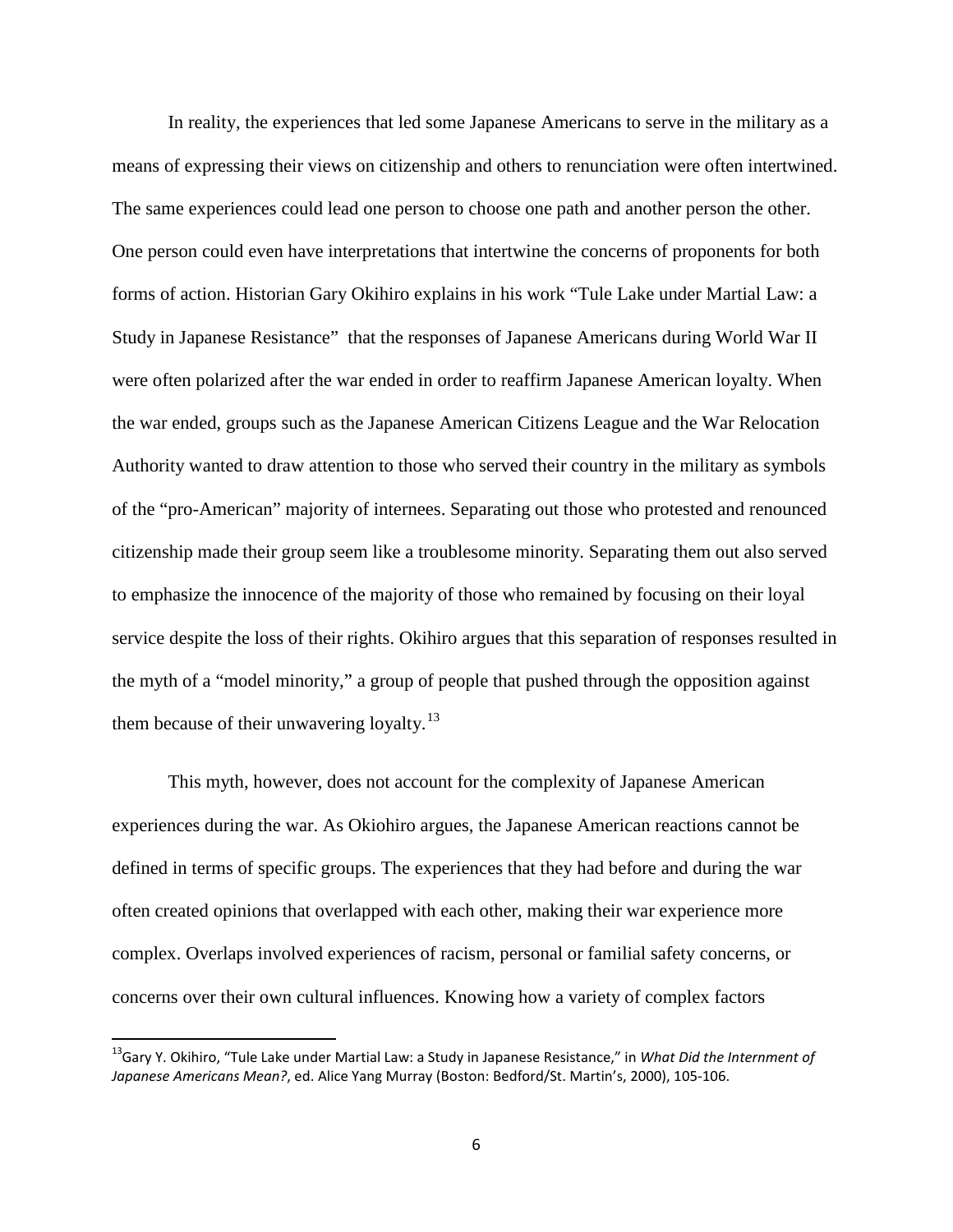In reality, the experiences that led some Japanese Americans to serve in the military as a means of expressing their views on citizenship and others to renunciation were often intertwined. The same experiences could lead one person to choose one path and another person the other. One person could even have interpretations that intertwine the concerns of proponents for both forms of action. Historian Gary Okihiro explains in his work "Tule Lake under Martial Law: a Study in Japanese Resistance" that the responses of Japanese Americans during World War II were often polarized after the war ended in order to reaffirm Japanese American loyalty. When the war ended, groups such as the Japanese American Citizens League and the War Relocation Authority wanted to draw attention to those who served their country in the military as symbols of the "pro-American" majority of internees. Separating out those who protested and renounced citizenship made their group seem like a troublesome minority. Separating them out also served to emphasize the innocence of the majority of those who remained by focusing on their loyal service despite the loss of their rights. Okihiro argues that this separation of responses resulted in the myth of a "model minority," a group of people that pushed through the opposition against them because of their unwavering loyalty.[13]

This myth, however, does not account for the complexity of Japanese American experiences during the war. As Okiohiro argues, the Japanese American reactions cannot be defined in terms of specific groups. The experiences that they had before and during the war often created opinions that overlapped with each other, making their war experience more complex. Overlaps involved experiences of racism, personal or familial safety concerns, or concerns over their own cultural influences. Knowing how a variety of complex factors

---

[13] Gary Y. Okihiro, "Tule Lake under Martial Law: a Study in Japanese Resistance," in *What Did the Internment of Japanese Americans Mean?*, ed. Alice Yang Murray (Boston: Bedford/St. Martin's, 2000), 105-106.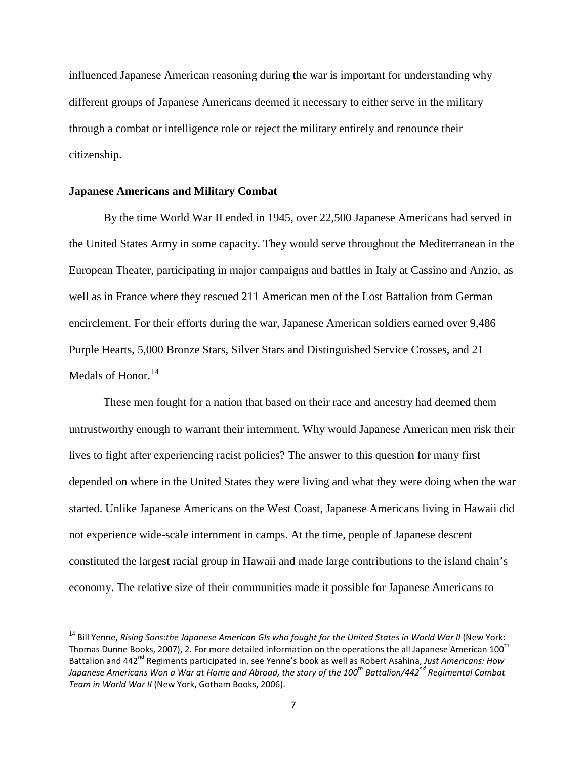influenced Japanese American reasoning during the war is important for understanding why different groups of Japanese Americans deemed it necessary to either serve in the military through a combat or intelligence role or reject the military entirely and renounce their citizenship.

### Japanese Americans and Military Combat

By the time World War II ended in 1945, over 22,500 Japanese Americans had served in the United States Army in some capacity. They would serve throughout the Mediterranean in the European Theater, participating in major campaigns and battles in Italy at Cassino and Anzio, as well as in France where they rescued 211 American men of the Lost Battalion from German encirclement. For their efforts during the war, Japanese American soldiers earned over 9,486 Purple Hearts, 5,000 Bronze Stars, Silver Stars and Distinguished Service Crosses, and 21 Medals of Honor.[14]

These men fought for a nation that based on their race and ancestry had deemed them untrustworthy enough to warrant their internment. Why would Japanese American men risk their lives to fight after experiencing racist policies? The answer to this question for many first depended on where in the United States they were living and what they were doing when the war started. Unlike Japanese Americans on the West Coast, Japanese Americans living in Hawaii did not experience wide-scale internment in camps. At the time, people of Japanese descent constituted the largest racial group in Hawaii and made large contributions to the island chain's economy. The relative size of their communities made it possible for Japanese Americans to

---

[14] Bill Yenne, *Rising Sons:the Japanese American GIs who fought for the United States in World War II* (New York: Thomas Dunne Books, 2007), 2. For more detailed information on the operations the all Japanese American 100th Battalion and 442nd Regiments participated in, see Yenne's book as well as Robert Asahina, *Just Americans: How Japanese Americans Won a War at Home and Abroad, the story of the 100th Battalion/442nd Regimental Combat Team in World War II* (New York, Gotham Books, 2006).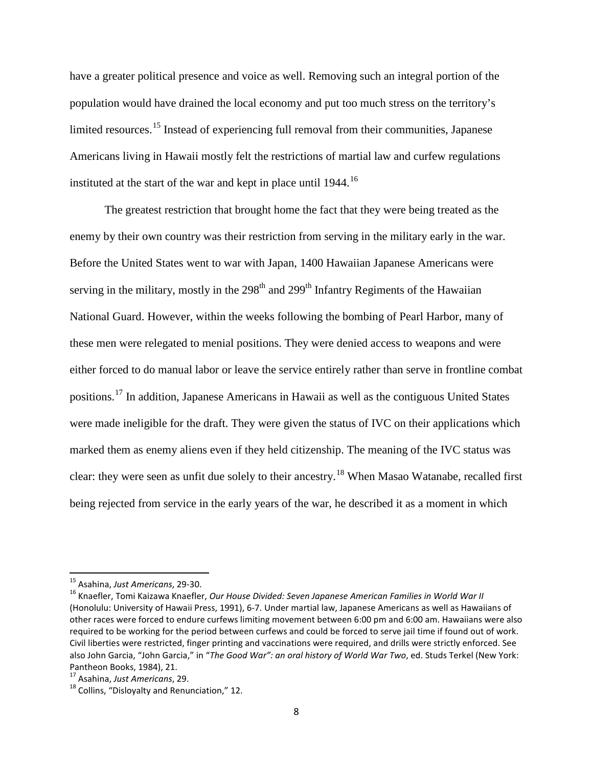have a greater political presence and voice as well. Removing such an integral portion of the population would have drained the local economy and put too much stress on the territory's limited resources.[15] Instead of experiencing full removal from their communities, Japanese Americans living in Hawaii mostly felt the restrictions of martial law and curfew regulations instituted at the start of the war and kept in place until 1944.[16]

The greatest restriction that brought home the fact that they were being treated as the enemy by their own country was their restriction from serving in the military early in the war. Before the United States went to war with Japan, 1400 Hawaiian Japanese Americans were serving in the military, mostly in the 298th and 299th Infantry Regiments of the Hawaiian National Guard. However, within the weeks following the bombing of Pearl Harbor, many of these men were relegated to menial positions. They were denied access to weapons and were either forced to do manual labor or leave the service entirely rather than serve in frontline combat positions.[17] In addition, Japanese Americans in Hawaii as well as the contiguous United States were made ineligible for the draft. They were given the status of IVC on their applications which marked them as enemy aliens even if they held citizenship. The meaning of the IVC status was clear: they were seen as unfit due solely to their ancestry.[18] When Masao Watanabe, recalled first being rejected from service in the early years of the war, he described it as a moment in which

---

[15] Asahina, *Just Americans*, 29-30.

[16] Knaefler, Tomi Kaizawa Knaefler, *Our House Divided: Seven Japanese American Families in World War II* (Honolulu: University of Hawaii Press, 1991), 6-7. Under martial law, Japanese Americans as well as Hawaiians of other races were forced to endure curfews limiting movement between 6:00 pm and 6:00 am. Hawaiians were also required to be working for the period between curfews and could be forced to serve jail time if found out of work. Civil liberties were restricted, finger printing and vaccinations were required, and drills were strictly enforced. See also John Garcia, "John Garcia," in "*The Good War": an oral history of World War Two*, ed. Studs Terkel (New York: Pantheon Books, 1984), 21.

[17] Asahina, *Just Americans*, 29.

[18] Collins, "Disloyalty and Renunciation," 12.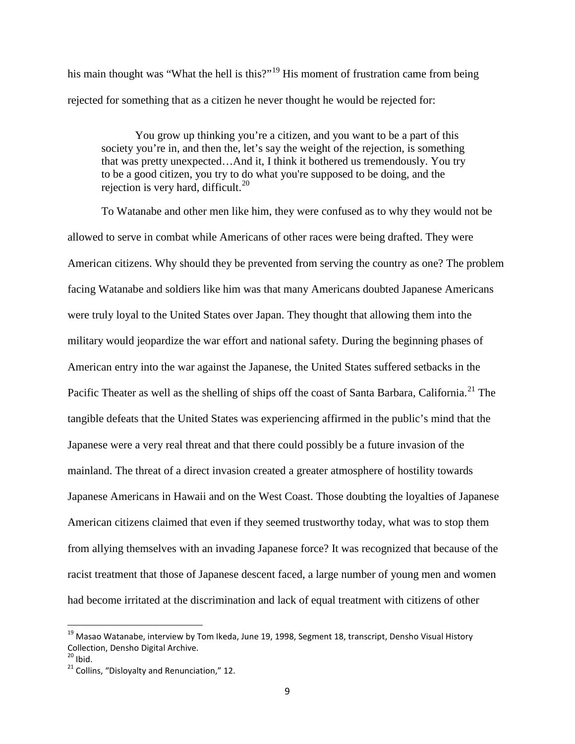his main thought was "What the hell is this?"[19] His moment of frustration came from being rejected for something that as a citizen he never thought he would be rejected for:

> You grow up thinking you're a citizen, and you want to be a part of this society you're in, and then the, let's say the weight of the rejection, is something that was pretty unexpected…And it, I think it bothered us tremendously. You try to be a good citizen, you try to do what you're supposed to be doing, and the rejection is very hard, difficult.[20]

To Watanabe and other men like him, they were confused as to why they would not be allowed to serve in combat while Americans of other races were being drafted. They were American citizens. Why should they be prevented from serving the country as one? The problem facing Watanabe and soldiers like him was that many Americans doubted Japanese Americans were truly loyal to the United States over Japan. They thought that allowing them into the military would jeopardize the war effort and national safety. During the beginning phases of American entry into the war against the Japanese, the United States suffered setbacks in the Pacific Theater as well as the shelling of ships off the coast of Santa Barbara, California.[21] The tangible defeats that the United States was experiencing affirmed in the public's mind that the Japanese were a very real threat and that there could possibly be a future invasion of the mainland. The threat of a direct invasion created a greater atmosphere of hostility towards Japanese Americans in Hawaii and on the West Coast. Those doubting the loyalties of Japanese American citizens claimed that even if they seemed trustworthy today, what was to stop them from allying themselves with an invading Japanese force? It was recognized that because of the racist treatment that those of Japanese descent faced, a large number of young men and women had become irritated at the discrimination and lack of equal treatment with citizens of other

---

[19] Masao Watanabe, interview by Tom Ikeda, June 19, 1998, Segment 18, transcript, Densho Visual History Collection, Densho Digital Archive.

[20] Ibid.

[21] Collins, "Disloyalty and Renunciation," 12.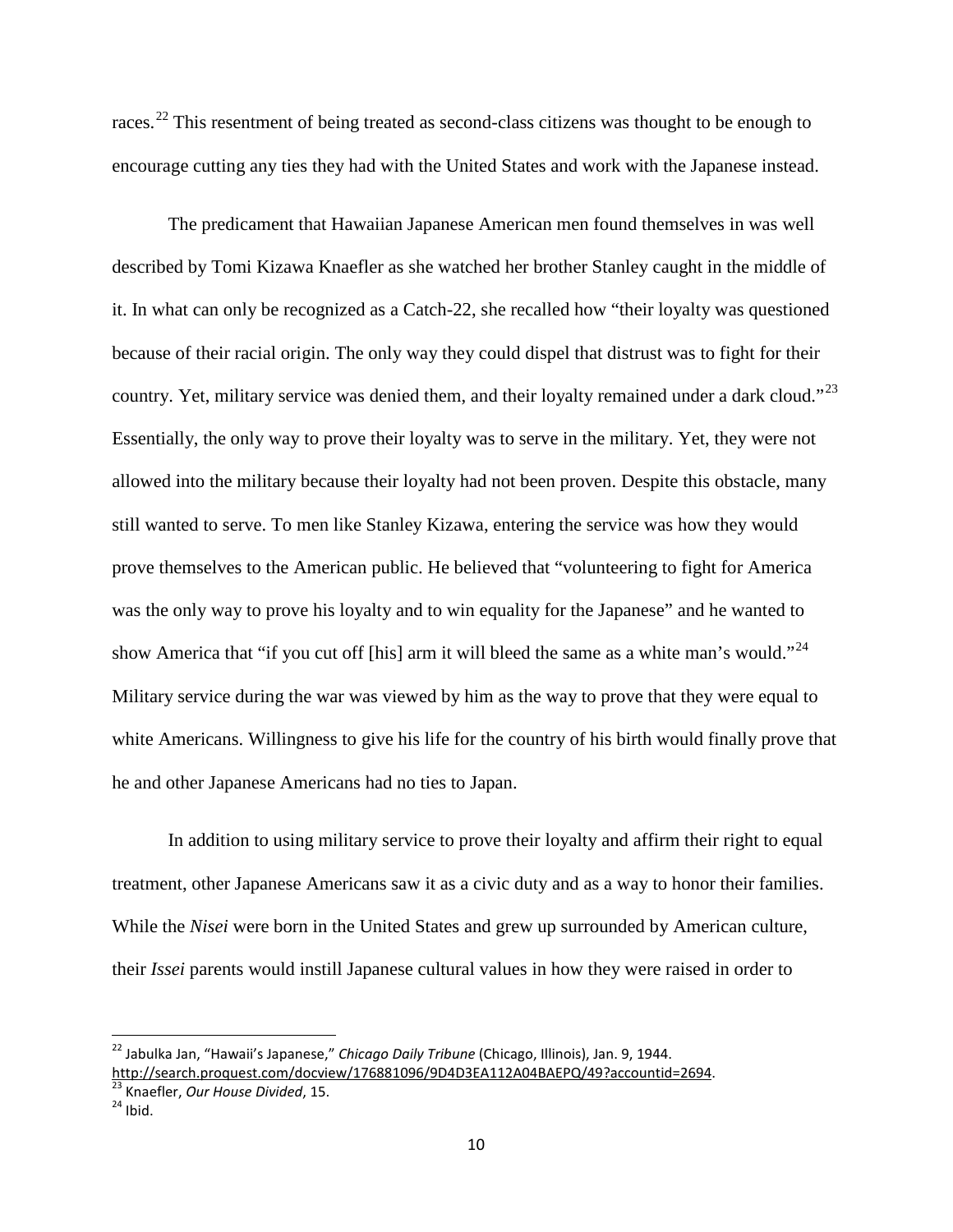races.[22] This resentment of being treated as second-class citizens was thought to be enough to encourage cutting any ties they had with the United States and work with the Japanese instead.

The predicament that Hawaiian Japanese American men found themselves in was well described by Tomi Kizawa Knaefler as she watched her brother Stanley caught in the middle of it. In what can only be recognized as a Catch-22, she recalled how "their loyalty was questioned because of their racial origin. The only way they could dispel that distrust was to fight for their country. Yet, military service was denied them, and their loyalty remained under a dark cloud."[23] Essentially, the only way to prove their loyalty was to serve in the military. Yet, they were not allowed into the military because their loyalty had not been proven. Despite this obstacle, many still wanted to serve. To men like Stanley Kizawa, entering the service was how they would prove themselves to the American public. He believed that "volunteering to fight for America was the only way to prove his loyalty and to win equality for the Japanese" and he wanted to show America that "if you cut off [his] arm it will bleed the same as a white man's would."[24] Military service during the war was viewed by him as the way to prove that they were equal to white Americans. Willingness to give his life for the country of his birth would finally prove that he and other Japanese Americans had no ties to Japan.

In addition to using military service to prove their loyalty and affirm their right to equal treatment, other Japanese Americans saw it as a civic duty and as a way to honor their families. While the *Nisei* were born in the United States and grew up surrounded by American culture, their *Issei* parents would instill Japanese cultural values in how they were raised in order to

---

[22] Jabulka Jan, "Hawaii's Japanese," *Chicago Daily Tribune* (Chicago, Illinois), Jan. 9, 1944. http://search.proquest.com/docview/176881096/9D4D3EA112A04BAEPQ/49?accountid=2694.

[23] Knaefler, *Our House Divided*, 15.

[24] Ibid.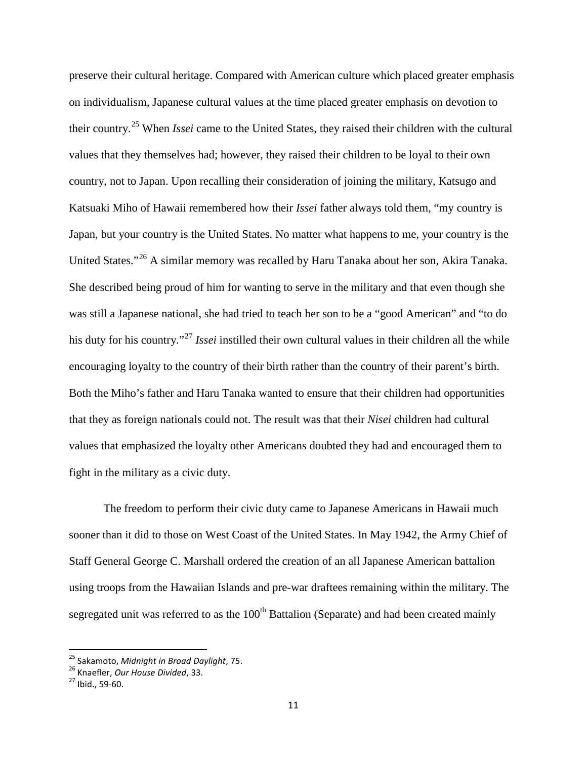preserve their cultural heritage. Compared with American culture which placed greater emphasis on individualism, Japanese cultural values at the time placed greater emphasis on devotion to their country.[25] When *Issei* came to the United States, they raised their children with the cultural values that they themselves had; however, they raised their children to be loyal to their own country, not to Japan. Upon recalling their consideration of joining the military, Katsugo and Katsuaki Miho of Hawaii remembered how their *Issei* father always told them, "my country is Japan, but your country is the United States. No matter what happens to me, your country is the United States."[26] A similar memory was recalled by Haru Tanaka about her son, Akira Tanaka. She described being proud of him for wanting to serve in the military and that even though she was still a Japanese national, she had tried to teach her son to be a "good American" and "to do his duty for his country."[27] *Issei* instilled their own cultural values in their children all the while encouraging loyalty to the country of their birth rather than the country of their parent's birth. Both the Miho's father and Haru Tanaka wanted to ensure that their children had opportunities that they as foreign nationals could not. The result was that their *Nisei* children had cultural values that emphasized the loyalty other Americans doubted they had and encouraged them to fight in the military as a civic duty.

The freedom to perform their civic duty came to Japanese Americans in Hawaii much sooner than it did to those on West Coast of the United States. In May 1942, the Army Chief of Staff General George C. Marshall ordered the creation of an all Japanese American battalion using troops from the Hawaiian Islands and pre-war draftees remaining within the military. The segregated unit was referred to as the 100th Battalion (Separate) and had been created mainly

[25] Sakamoto, *Midnight in Broad Daylight*, 75.

[26] Knaefler, *Our House Divided*, 33.

[27] Ibid., 59-60.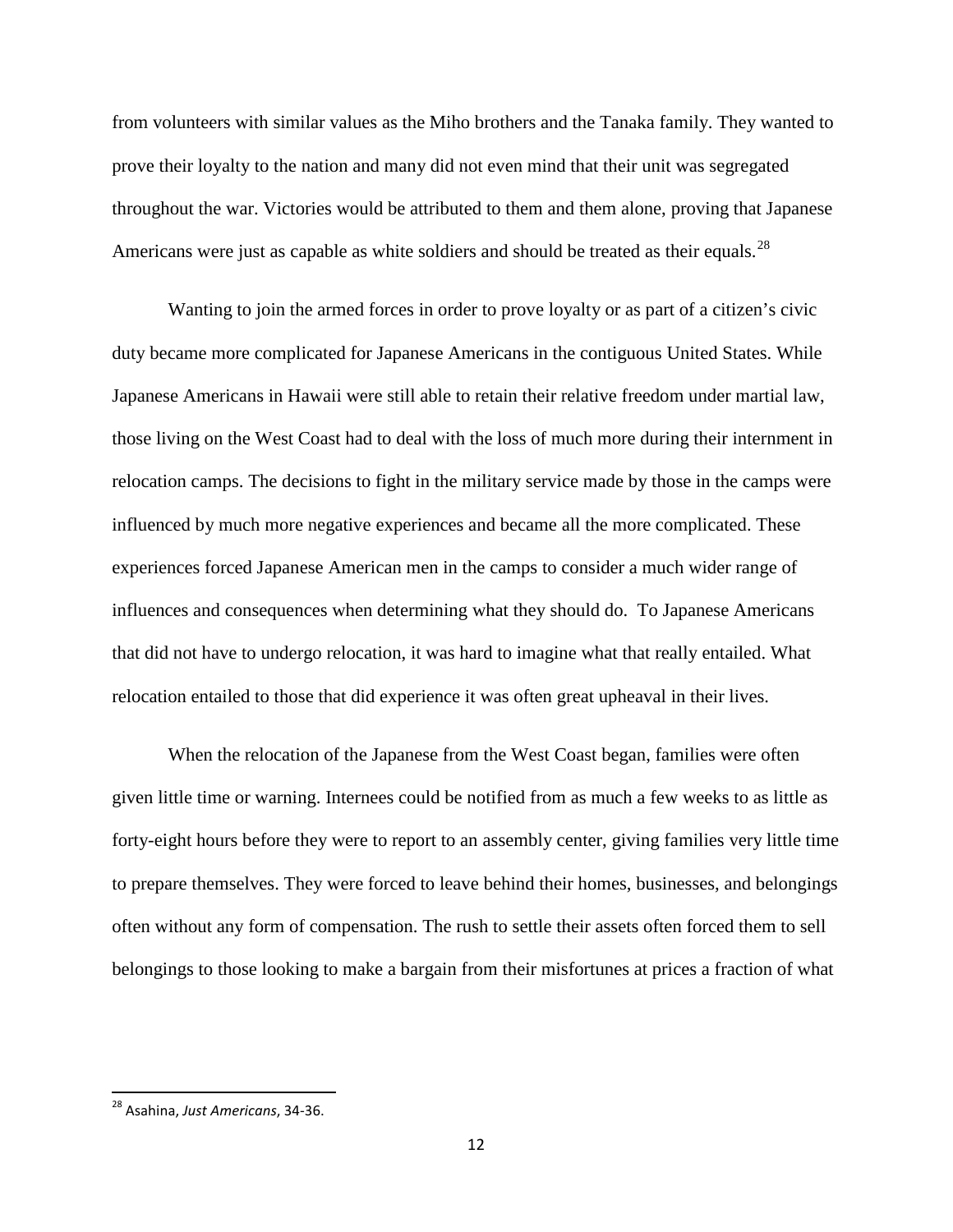from volunteers with similar values as the Miho brothers and the Tanaka family. They wanted to prove their loyalty to the nation and many did not even mind that their unit was segregated throughout the war. Victories would be attributed to them and them alone, proving that Japanese Americans were just as capable as white soldiers and should be treated as their equals.[28]

Wanting to join the armed forces in order to prove loyalty or as part of a citizen's civic duty became more complicated for Japanese Americans in the contiguous United States. While Japanese Americans in Hawaii were still able to retain their relative freedom under martial law, those living on the West Coast had to deal with the loss of much more during their internment in relocation camps. The decisions to fight in the military service made by those in the camps were influenced by much more negative experiences and became all the more complicated. These experiences forced Japanese American men in the camps to consider a much wider range of influences and consequences when determining what they should do. To Japanese Americans that did not have to undergo relocation, it was hard to imagine what that really entailed. What relocation entailed to those that did experience it was often great upheaval in their lives.

When the relocation of the Japanese from the West Coast began, families were often given little time or warning. Internees could be notified from as much a few weeks to as little as forty-eight hours before they were to report to an assembly center, giving families very little time to prepare themselves. They were forced to leave behind their homes, businesses, and belongings often without any form of compensation. The rush to settle their assets often forced them to sell belongings to those looking to make a bargain from their misfortunes at prices a fraction of what

[28] Asahina, *Just Americans*, 34-36.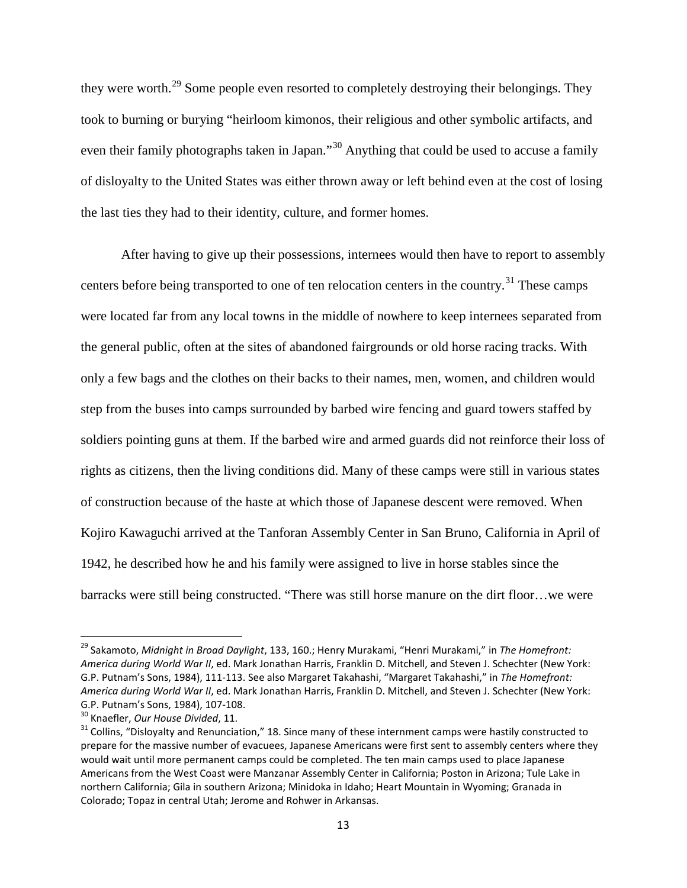they were worth.[29] Some people even resorted to completely destroying their belongings. They took to burning or burying "heirloom kimonos, their religious and other symbolic artifacts, and even their family photographs taken in Japan."[30] Anything that could be used to accuse a family of disloyalty to the United States was either thrown away or left behind even at the cost of losing the last ties they had to their identity, culture, and former homes.

After having to give up their possessions, internees would then have to report to assembly centers before being transported to one of ten relocation centers in the country.[31] These camps were located far from any local towns in the middle of nowhere to keep internees separated from the general public, often at the sites of abandoned fairgrounds or old horse racing tracks. With only a few bags and the clothes on their backs to their names, men, women, and children would step from the buses into camps surrounded by barbed wire fencing and guard towers staffed by soldiers pointing guns at them. If the barbed wire and armed guards did not reinforce their loss of rights as citizens, then the living conditions did. Many of these camps were still in various states of construction because of the haste at which those of Japanese descent were removed. When Kojiro Kawaguchi arrived at the Tanforan Assembly Center in San Bruno, California in April of 1942, he described how he and his family were assigned to live in horse stables since the barracks were still being constructed. "There was still horse manure on the dirt floor…we were

---

[29] Sakamoto, *Midnight in Broad Daylight*, 133, 160.; Henry Murakami, "Henri Murakami," in *The Homefront: America during World War II*, ed. Mark Jonathan Harris, Franklin D. Mitchell, and Steven J. Schechter (New York: G.P. Putnam's Sons, 1984), 111-113. See also Margaret Takahashi, "Margaret Takahashi," in *The Homefront: America during World War II*, ed. Mark Jonathan Harris, Franklin D. Mitchell, and Steven J. Schechter (New York: G.P. Putnam's Sons, 1984), 107-108.

[30] Knaefler, *Our House Divided*, 11.

[31] Collins, "Disloyalty and Renunciation," 18. Since many of these internment camps were hastily constructed to prepare for the massive number of evacuees, Japanese Americans were first sent to assembly centers where they would wait until more permanent camps could be completed. The ten main camps used to place Japanese Americans from the West Coast were Manzanar Assembly Center in California; Poston in Arizona; Tule Lake in northern California; Gila in southern Arizona; Minidoka in Idaho; Heart Mountain in Wyoming; Granada in Colorado; Topaz in central Utah; Jerome and Rohwer in Arkansas.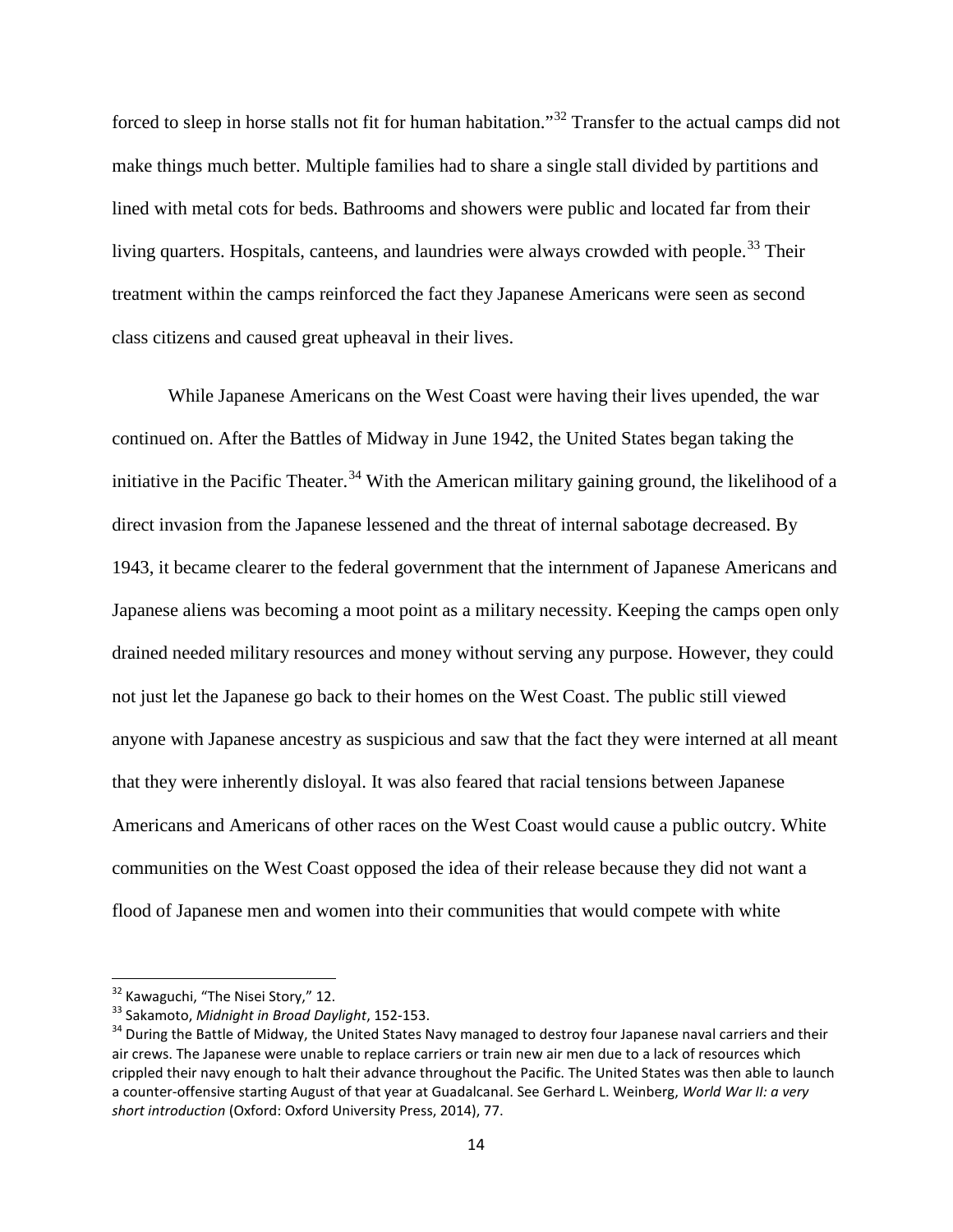forced to sleep in horse stalls not fit for human habitation."[32] Transfer to the actual camps did not make things much better. Multiple families had to share a single stall divided by partitions and lined with metal cots for beds. Bathrooms and showers were public and located far from their living quarters. Hospitals, canteens, and laundries were always crowded with people.[33] Their treatment within the camps reinforced the fact they Japanese Americans were seen as second class citizens and caused great upheaval in their lives.

While Japanese Americans on the West Coast were having their lives upended, the war continued on. After the Battles of Midway in June 1942, the United States began taking the initiative in the Pacific Theater.[34] With the American military gaining ground, the likelihood of a direct invasion from the Japanese lessened and the threat of internal sabotage decreased. By 1943, it became clearer to the federal government that the internment of Japanese Americans and Japanese aliens was becoming a moot point as a military necessity. Keeping the camps open only drained needed military resources and money without serving any purpose. However, they could not just let the Japanese go back to their homes on the West Coast. The public still viewed anyone with Japanese ancestry as suspicious and saw that the fact they were interned at all meant that they were inherently disloyal. It was also feared that racial tensions between Japanese Americans and Americans of other races on the West Coast would cause a public outcry. White communities on the West Coast opposed the idea of their release because they did not want a flood of Japanese men and women into their communities that would compete with white

---

[32] Kawaguchi, "The Nisei Story," 12.

[33] Sakamoto, *Midnight in Broad Daylight*, 152-153.

[34] During the Battle of Midway, the United States Navy managed to destroy four Japanese naval carriers and their air crews. The Japanese were unable to replace carriers or train new air men due to a lack of resources which crippled their navy enough to halt their advance throughout the Pacific. The United States was then able to launch a counter-offensive starting August of that year at Guadalcanal. See Gerhard L. Weinberg, *World War II: a very short introduction* (Oxford: Oxford University Press, 2014), 77.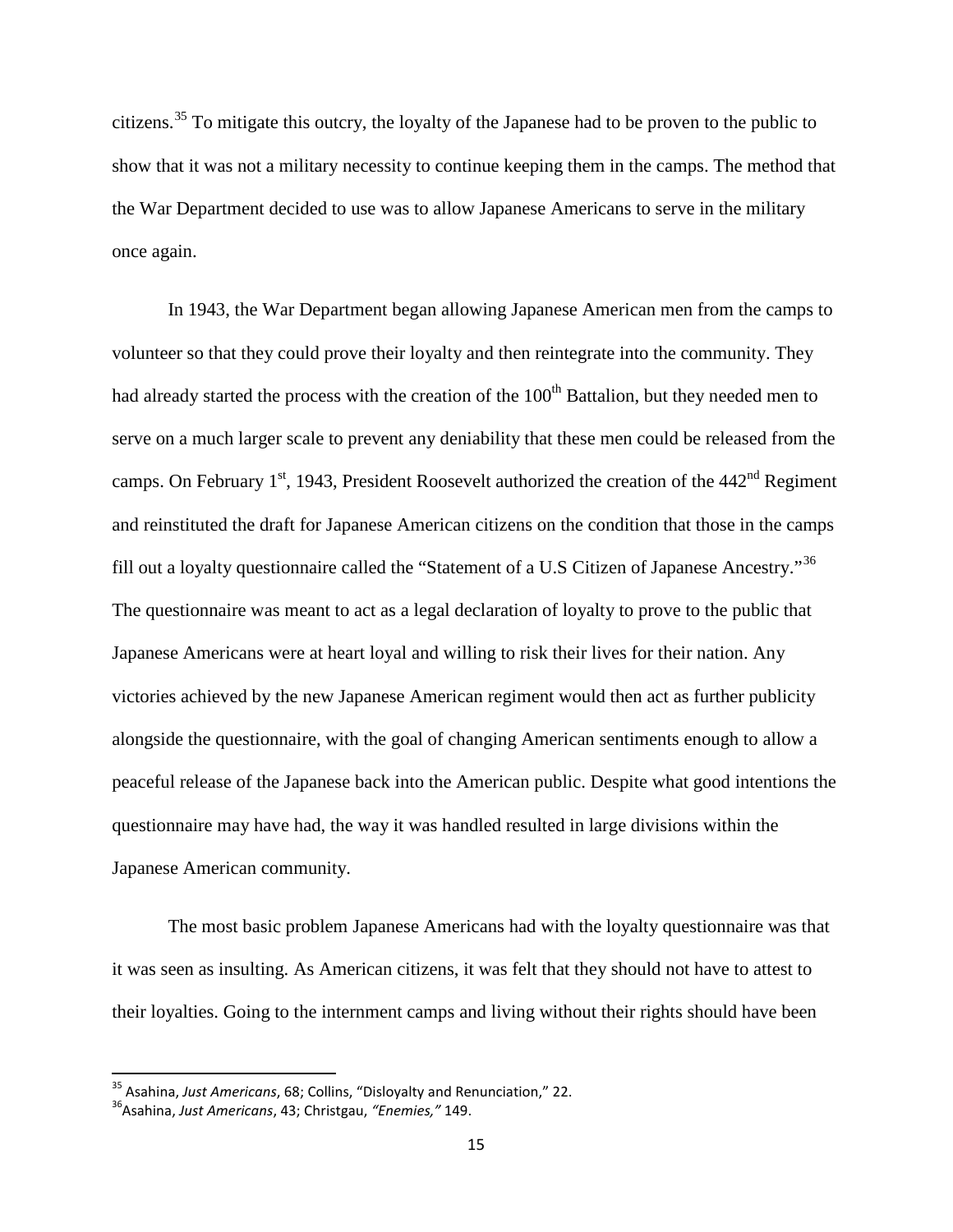citizens.[35] To mitigate this outcry, the loyalty of the Japanese had to be proven to the public to show that it was not a military necessity to continue keeping them in the camps. The method that the War Department decided to use was to allow Japanese Americans to serve in the military once again.

In 1943, the War Department began allowing Japanese American men from the camps to volunteer so that they could prove their loyalty and then reintegrate into the community. They had already started the process with the creation of the 100th Battalion, but they needed men to serve on a much larger scale to prevent any deniability that these men could be released from the camps. On February 1st, 1943, President Roosevelt authorized the creation of the 442nd Regiment and reinstituted the draft for Japanese American citizens on the condition that those in the camps fill out a loyalty questionnaire called the "Statement of a U.S Citizen of Japanese Ancestry."[36] The questionnaire was meant to act as a legal declaration of loyalty to prove to the public that Japanese Americans were at heart loyal and willing to risk their lives for their nation. Any victories achieved by the new Japanese American regiment would then act as further publicity alongside the questionnaire, with the goal of changing American sentiments enough to allow a peaceful release of the Japanese back into the American public. Despite what good intentions the questionnaire may have had, the way it was handled resulted in large divisions within the Japanese American community.

The most basic problem Japanese Americans had with the loyalty questionnaire was that it was seen as insulting. As American citizens, it was felt that they should not have to attest to their loyalties. Going to the internment camps and living without their rights should have been

---

[35] Asahina, *Just Americans*, 68; Collins, "Disloyalty and Renunciation," 22.

[36] Asahina, *Just Americans*, 43; Christgau, *"Enemies,"* 149.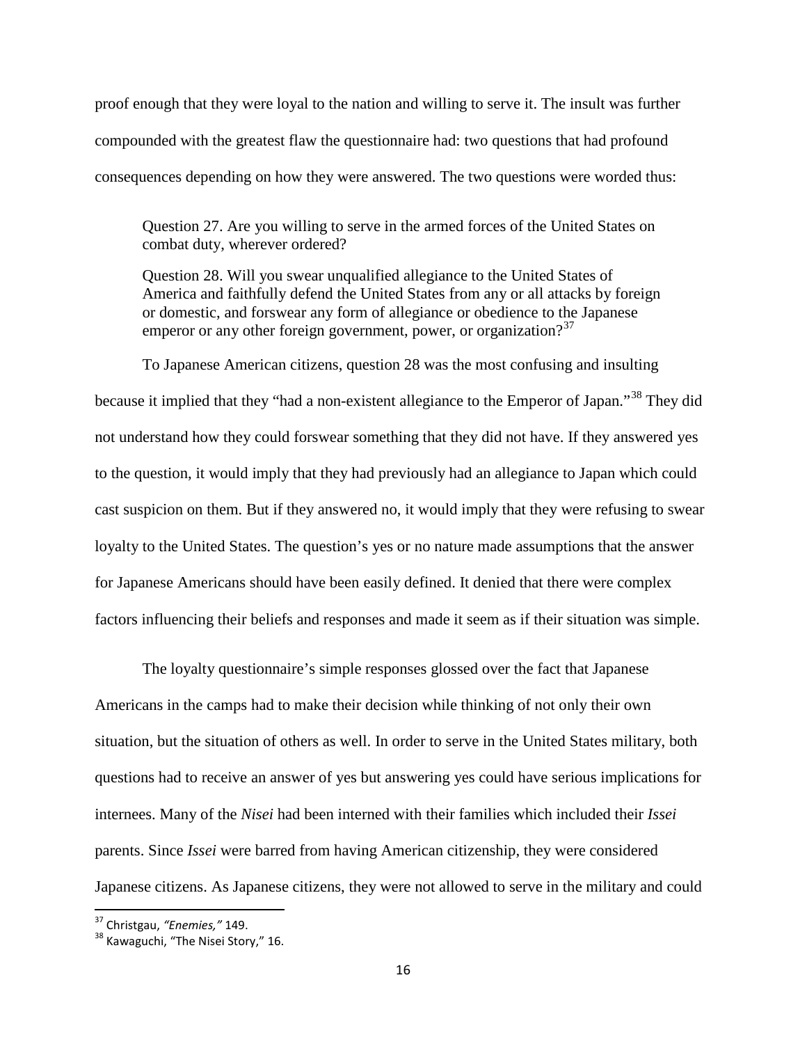proof enough that they were loyal to the nation and willing to serve it. The insult was further compounded with the greatest flaw the questionnaire had: two questions that had profound consequences depending on how they were answered. The two questions were worded thus:

> Question 27. Are you willing to serve in the armed forces of the United States on combat duty, wherever ordered?
>
> Question 28. Will you swear unqualified allegiance to the United States of America and faithfully defend the United States from any or all attacks by foreign or domestic, and forswear any form of allegiance or obedience to the Japanese emperor or any other foreign government, power, or organization?[37]

To Japanese American citizens, question 28 was the most confusing and insulting because it implied that they "had a non-existent allegiance to the Emperor of Japan."[38] They did not understand how they could forswear something that they did not have. If they answered yes to the question, it would imply that they had previously had an allegiance to Japan which could cast suspicion on them. But if they answered no, it would imply that they were refusing to swear loyalty to the United States. The question's yes or no nature made assumptions that the answer for Japanese Americans should have been easily defined. It denied that there were complex factors influencing their beliefs and responses and made it seem as if their situation was simple.

The loyalty questionnaire's simple responses glossed over the fact that Japanese Americans in the camps had to make their decision while thinking of not only their own situation, but the situation of others as well. In order to serve in the United States military, both questions had to receive an answer of yes but answering yes could have serious implications for internees. Many of the *Nisei* had been interned with their families which included their *Issei* parents. Since *Issei* were barred from having American citizenship, they were considered Japanese citizens. As Japanese citizens, they were not allowed to serve in the military and could

---

[37] Christgau, *"Enemies,"* 149.

[38] Kawaguchi, "The Nisei Story," 16.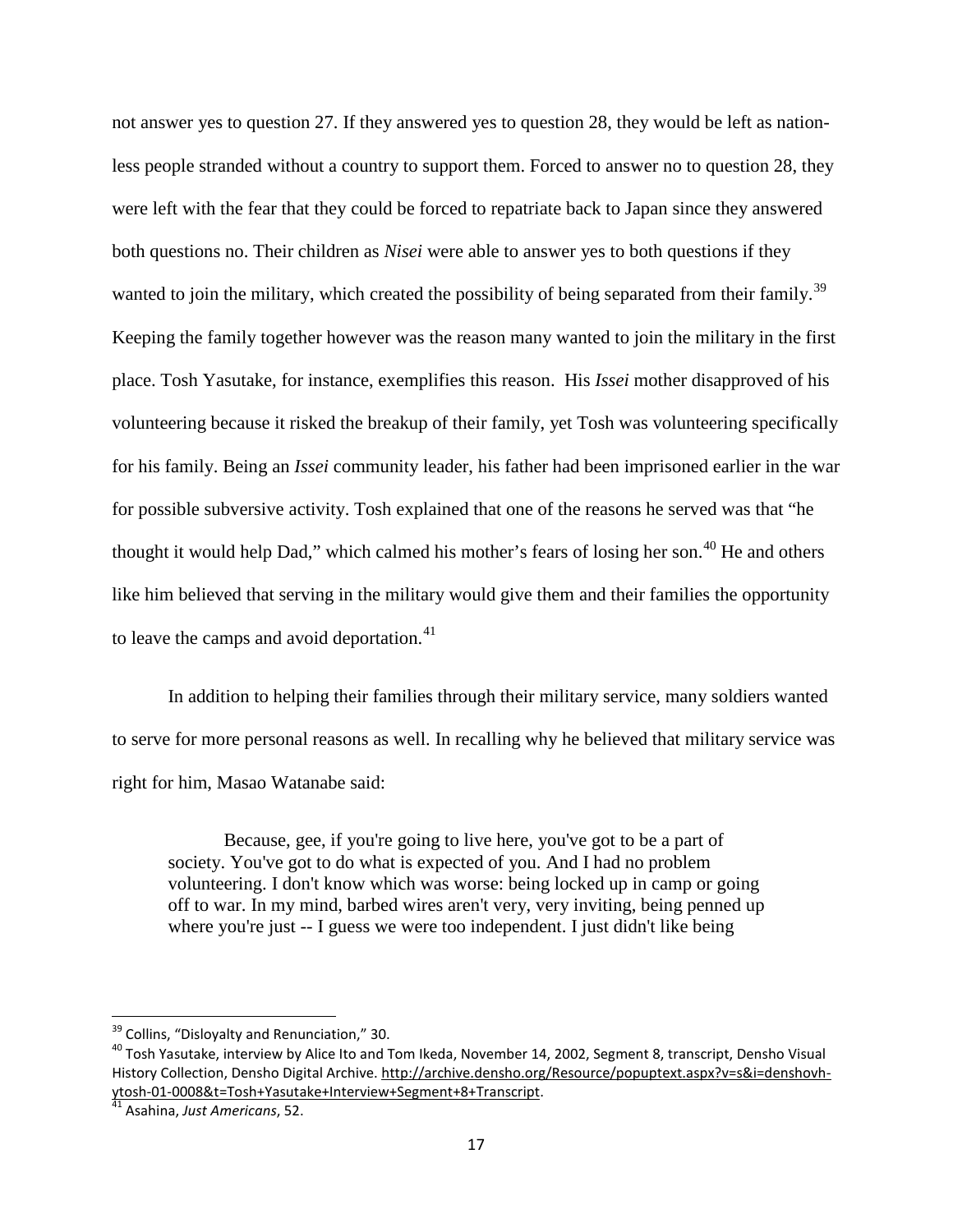not answer yes to question 27. If they answered yes to question 28, they would be left as nation-less people stranded without a country to support them. Forced to answer no to question 28, they were left with the fear that they could be forced to repatriate back to Japan since they answered both questions no. Their children as *Nisei* were able to answer yes to both questions if they wanted to join the military, which created the possibility of being separated from their family.[39] Keeping the family together however was the reason many wanted to join the military in the first place. Tosh Yasutake, for instance, exemplifies this reason. His *Issei* mother disapproved of his volunteering because it risked the breakup of their family, yet Tosh was volunteering specifically for his family. Being an *Issei* community leader, his father had been imprisoned earlier in the war for possible subversive activity. Tosh explained that one of the reasons he served was that "he thought it would help Dad," which calmed his mother's fears of losing her son.[40] He and others like him believed that serving in the military would give them and their families the opportunity to leave the camps and avoid deportation.[41]

In addition to helping their families through their military service, many soldiers wanted to serve for more personal reasons as well. In recalling why he believed that military service was right for him, Masao Watanabe said:

> Because, gee, if you're going to live here, you've got to be a part of society. You've got to do what is expected of you. And I had no problem volunteering. I don't know which was worse: being locked up in camp or going off to war. In my mind, barbed wires aren't very, very inviting, being penned up where you're just -- I guess we were too independent. I just didn't like being

---

[39] Collins, "Disloyalty and Renunciation," 30.

[40] Tosh Yasutake, interview by Alice Ito and Tom Ikeda, November 14, 2002, Segment 8, transcript, Densho Visual History Collection, Densho Digital Archive. http://archive.densho.org/Resource/popuptext.aspx?v=s&i=denshovh-ytosh-01-0008&t=Tosh+Yasutake+Interview+Segment+8+Transcript.

[41] Asahina, *Just Americans*, 52.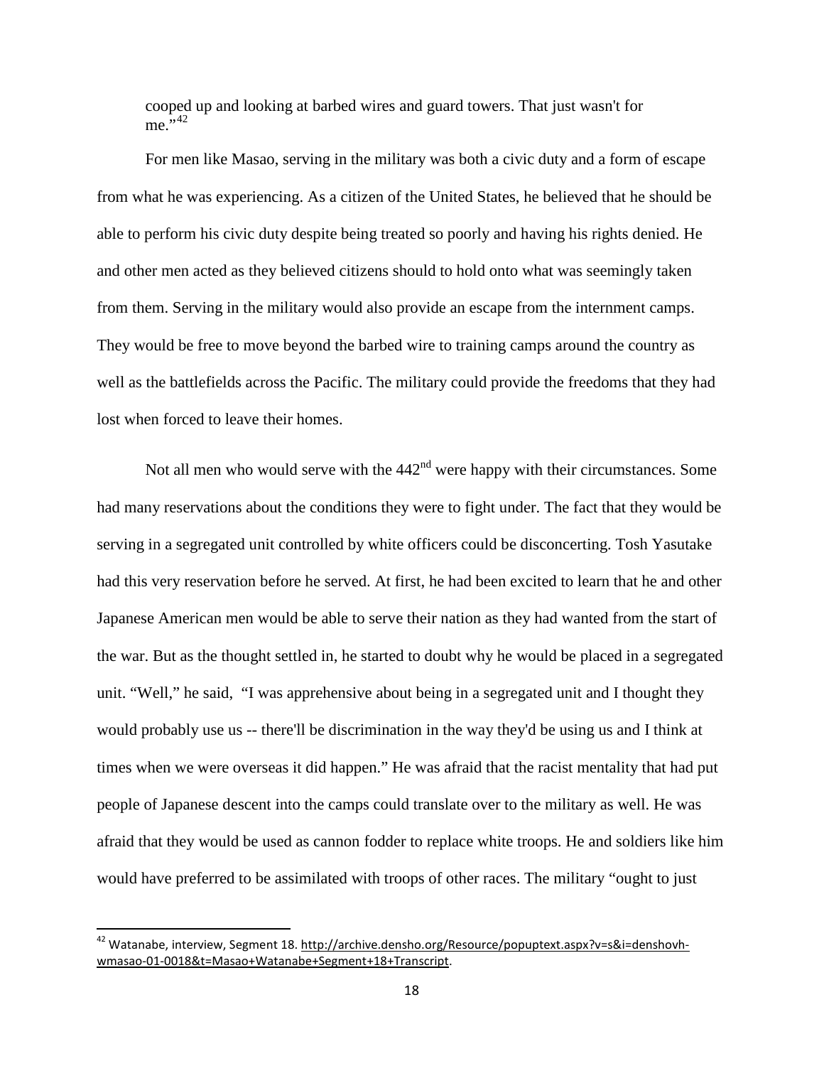cooped up and looking at barbed wires and guard towers. That just wasn't for me."[42]

For men like Masao, serving in the military was both a civic duty and a form of escape from what he was experiencing. As a citizen of the United States, he believed that he should be able to perform his civic duty despite being treated so poorly and having his rights denied. He and other men acted as they believed citizens should to hold onto what was seemingly taken from them. Serving in the military would also provide an escape from the internment camps. They would be free to move beyond the barbed wire to training camps around the country as well as the battlefields across the Pacific. The military could provide the freedoms that they had lost when forced to leave their homes.

Not all men who would serve with the 442nd were happy with their circumstances. Some had many reservations about the conditions they were to fight under. The fact that they would be serving in a segregated unit controlled by white officers could be disconcerting. Tosh Yasutake had this very reservation before he served. At first, he had been excited to learn that he and other Japanese American men would be able to serve their nation as they had wanted from the start of the war. But as the thought settled in, he started to doubt why he would be placed in a segregated unit. "Well," he said, "I was apprehensive about being in a segregated unit and I thought they would probably use us -- there'll be discrimination in the way they'd be using us and I think at times when we were overseas it did happen." He was afraid that the racist mentality that had put people of Japanese descent into the camps could translate over to the military as well. He was afraid that they would be used as cannon fodder to replace white troops. He and soldiers like him would have preferred to be assimilated with troops of other races. The military "ought to just

[42] Watanabe, interview, Segment 18. http://archive.densho.org/Resource/popuptext.aspx?v=s&i=denshovh-wmasao-01-0018&t=Masao+Watanabe+Segment+18+Transcript.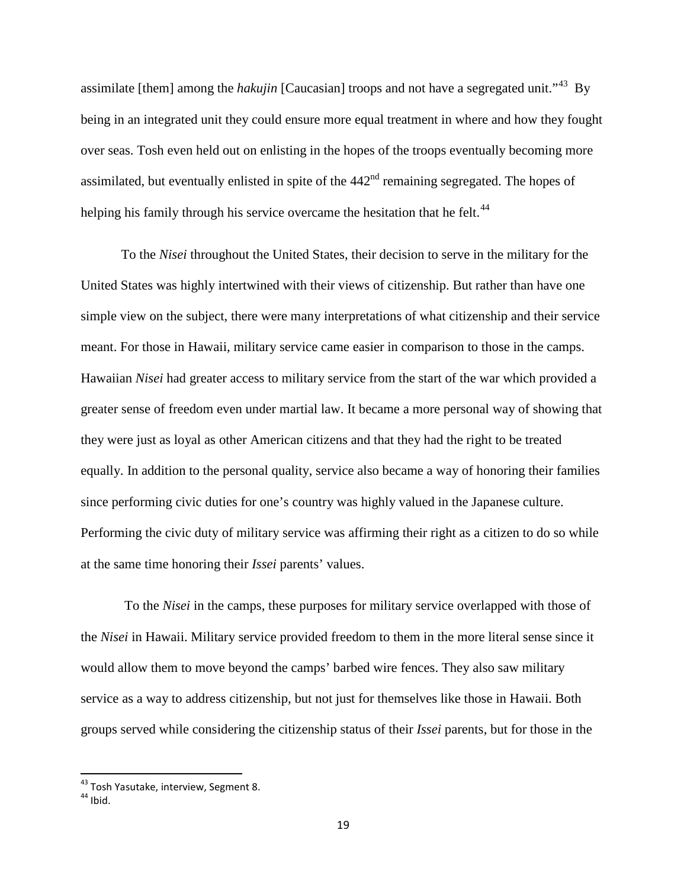assimilate [them] among the *hakujin* [Caucasian] troops and not have a segregated unit."[43] By being in an integrated unit they could ensure more equal treatment in where and how they fought over seas. Tosh even held out on enlisting in the hopes of the troops eventually becoming more assimilated, but eventually enlisted in spite of the 442nd remaining segregated. The hopes of helping his family through his service overcame the hesitation that he felt.[44]

To the *Nisei* throughout the United States, their decision to serve in the military for the United States was highly intertwined with their views of citizenship. But rather than have one simple view on the subject, there were many interpretations of what citizenship and their service meant. For those in Hawaii, military service came easier in comparison to those in the camps. Hawaiian *Nisei* had greater access to military service from the start of the war which provided a greater sense of freedom even under martial law. It became a more personal way of showing that they were just as loyal as other American citizens and that they had the right to be treated equally. In addition to the personal quality, service also became a way of honoring their families since performing civic duties for one's country was highly valued in the Japanese culture. Performing the civic duty of military service was affirming their right as a citizen to do so while at the same time honoring their *Issei* parents' values.

To the *Nisei* in the camps, these purposes for military service overlapped with those of the *Nisei* in Hawaii. Military service provided freedom to them in the more literal sense since it would allow them to move beyond the camps' barbed wire fences. They also saw military service as a way to address citizenship, but not just for themselves like those in Hawaii. Both groups served while considering the citizenship status of their *Issei* parents, but for those in the

---

[43] Tosh Yasutake, interview, Segment 8.
[44] Ibid.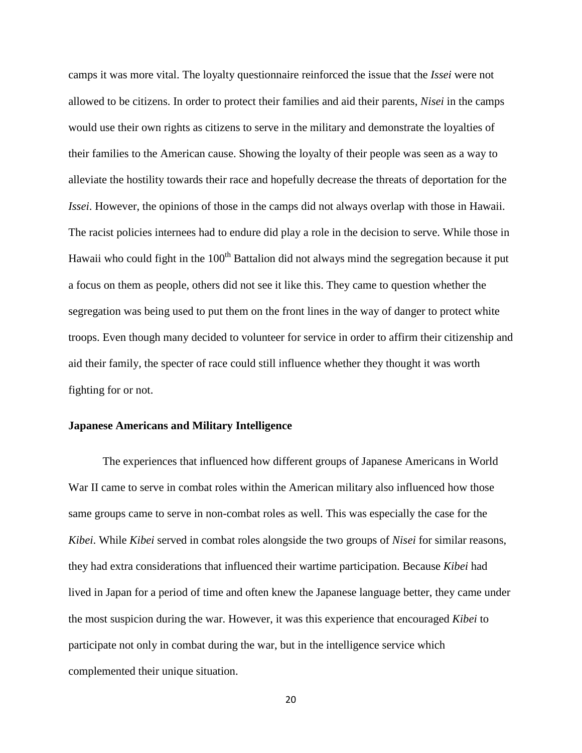camps it was more vital. The loyalty questionnaire reinforced the issue that the *Issei* were not allowed to be citizens. In order to protect their families and aid their parents, *Nisei* in the camps would use their own rights as citizens to serve in the military and demonstrate the loyalties of their families to the American cause. Showing the loyalty of their people was seen as a way to alleviate the hostility towards their race and hopefully decrease the threats of deportation for the *Issei*. However, the opinions of those in the camps did not always overlap with those in Hawaii. The racist policies internees had to endure did play a role in the decision to serve. While those in Hawaii who could fight in the 100th Battalion did not always mind the segregation because it put a focus on them as people, others did not see it like this. They came to question whether the segregation was being used to put them on the front lines in the way of danger to protect white troops. Even though many decided to volunteer for service in order to affirm their citizenship and aid their family, the specter of race could still influence whether they thought it was worth fighting for or not.

**Japanese Americans and Military Intelligence**

The experiences that influenced how different groups of Japanese Americans in World War II came to serve in combat roles within the American military also influenced how those same groups came to serve in non-combat roles as well. This was especially the case for the *Kibei*. While *Kibei* served in combat roles alongside the two groups of *Nisei* for similar reasons, they had extra considerations that influenced their wartime participation. Because *Kibei* had lived in Japan for a period of time and often knew the Japanese language better, they came under the most suspicion during the war. However, it was this experience that encouraged *Kibei* to participate not only in combat during the war, but in the intelligence service which complemented their unique situation.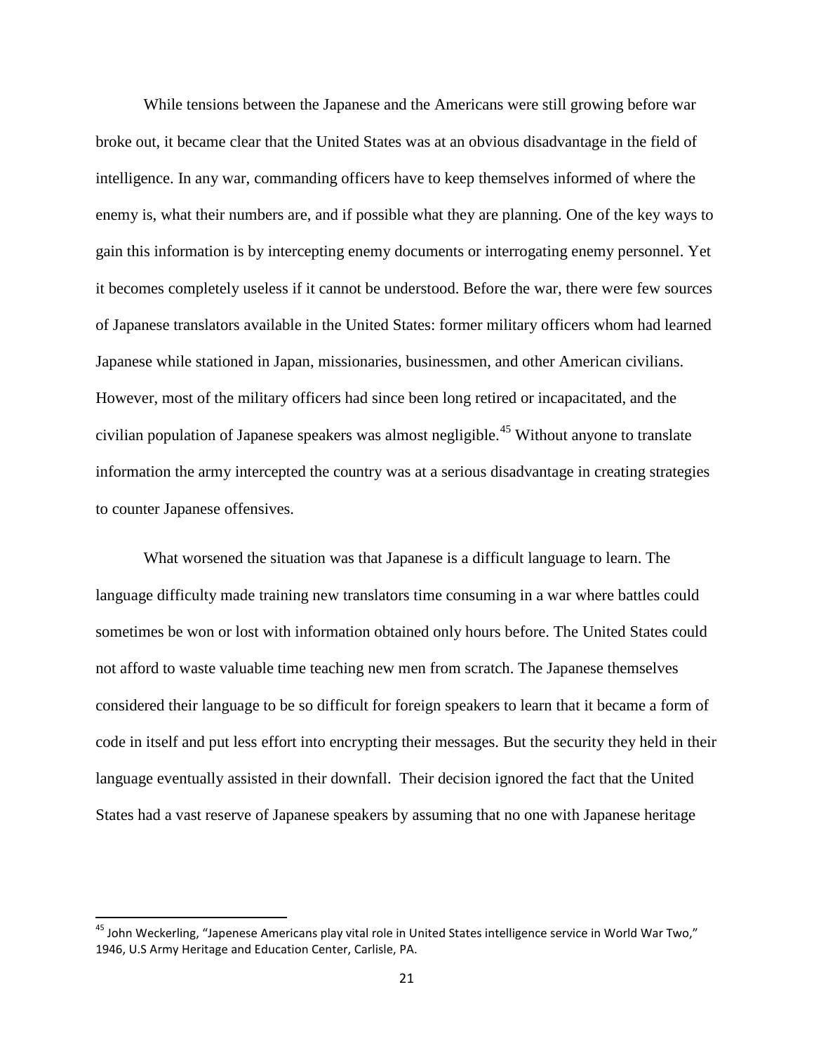While tensions between the Japanese and the Americans were still growing before war broke out, it became clear that the United States was at an obvious disadvantage in the field of intelligence. In any war, commanding officers have to keep themselves informed of where the enemy is, what their numbers are, and if possible what they are planning. One of the key ways to gain this information is by intercepting enemy documents or interrogating enemy personnel. Yet it becomes completely useless if it cannot be understood. Before the war, there were few sources of Japanese translators available in the United States: former military officers whom had learned Japanese while stationed in Japan, missionaries, businessmen, and other American civilians. However, most of the military officers had since been long retired or incapacitated, and the civilian population of Japanese speakers was almost negligible.[45] Without anyone to translate information the army intercepted the country was at a serious disadvantage in creating strategies to counter Japanese offensives.

What worsened the situation was that Japanese is a difficult language to learn. The language difficulty made training new translators time consuming in a war where battles could sometimes be won or lost with information obtained only hours before. The United States could not afford to waste valuable time teaching new men from scratch. The Japanese themselves considered their language to be so difficult for foreign speakers to learn that it became a form of code in itself and put less effort into encrypting their messages. But the security they held in their language eventually assisted in their downfall. Their decision ignored the fact that the United States had a vast reserve of Japanese speakers by assuming that no one with Japanese heritage

---

[45] John Weckerling, "Japenese Americans play vital role in United States intelligence service in World War Two," 1946, U.S Army Heritage and Education Center, Carlisle, PA.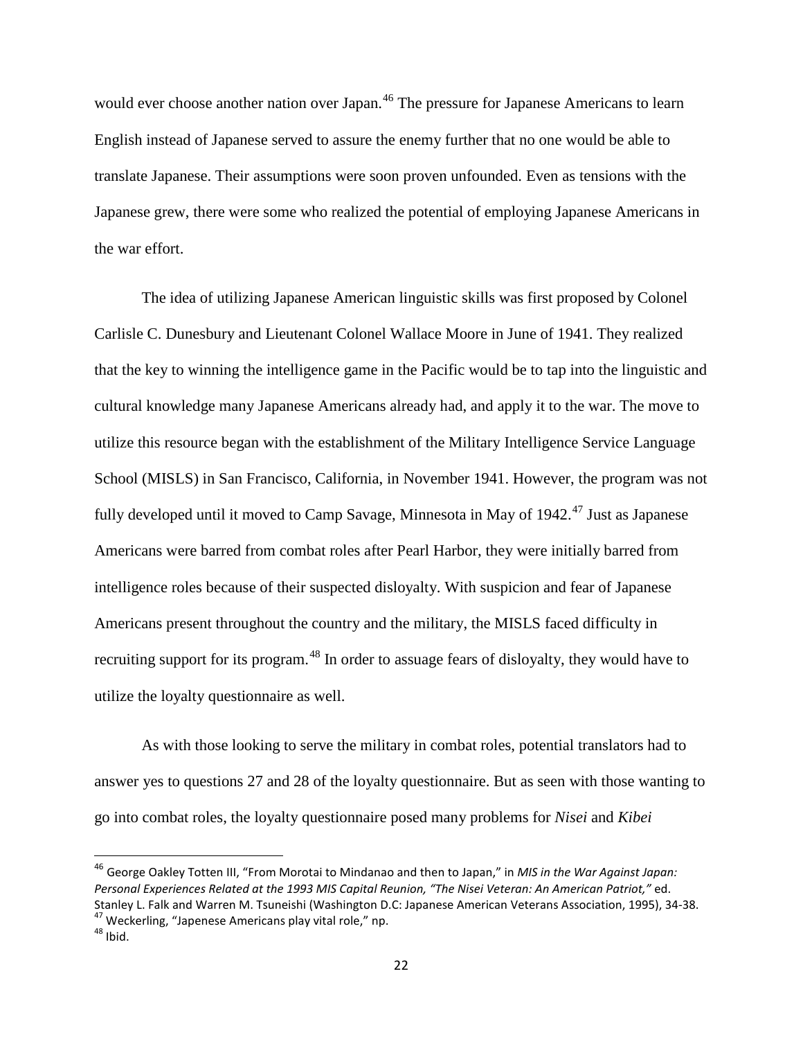would ever choose another nation over Japan.[46] The pressure for Japanese Americans to learn English instead of Japanese served to assure the enemy further that no one would be able to translate Japanese. Their assumptions were soon proven unfounded. Even as tensions with the Japanese grew, there were some who realized the potential of employing Japanese Americans in the war effort.

The idea of utilizing Japanese American linguistic skills was first proposed by Colonel Carlisle C. Dunesbury and Lieutenant Colonel Wallace Moore in June of 1941. They realized that the key to winning the intelligence game in the Pacific would be to tap into the linguistic and cultural knowledge many Japanese Americans already had, and apply it to the war. The move to utilize this resource began with the establishment of the Military Intelligence Service Language School (MISLS) in San Francisco, California, in November 1941. However, the program was not fully developed until it moved to Camp Savage, Minnesota in May of 1942.[47] Just as Japanese Americans were barred from combat roles after Pearl Harbor, they were initially barred from intelligence roles because of their suspected disloyalty. With suspicion and fear of Japanese Americans present throughout the country and the military, the MISLS faced difficulty in recruiting support for its program.[48] In order to assuage fears of disloyalty, they would have to utilize the loyalty questionnaire as well.

As with those looking to serve the military in combat roles, potential translators had to answer yes to questions 27 and 28 of the loyalty questionnaire. But as seen with those wanting to go into combat roles, the loyalty questionnaire posed many problems for *Nisei* and *Kibei*

---

[46] George Oakley Totten III, "From Morotai to Mindanao and then to Japan," in *MIS in the War Against Japan: Personal Experiences Related at the 1993 MIS Capital Reunion, "The Nisei Veteran: An American Patriot,"* ed. Stanley L. Falk and Warren M. Tsuneishi (Washington D.C: Japanese American Veterans Association, 1995), 34-38.

[47] Weckerling, "Japenese Americans play vital role," np.

[48] Ibid.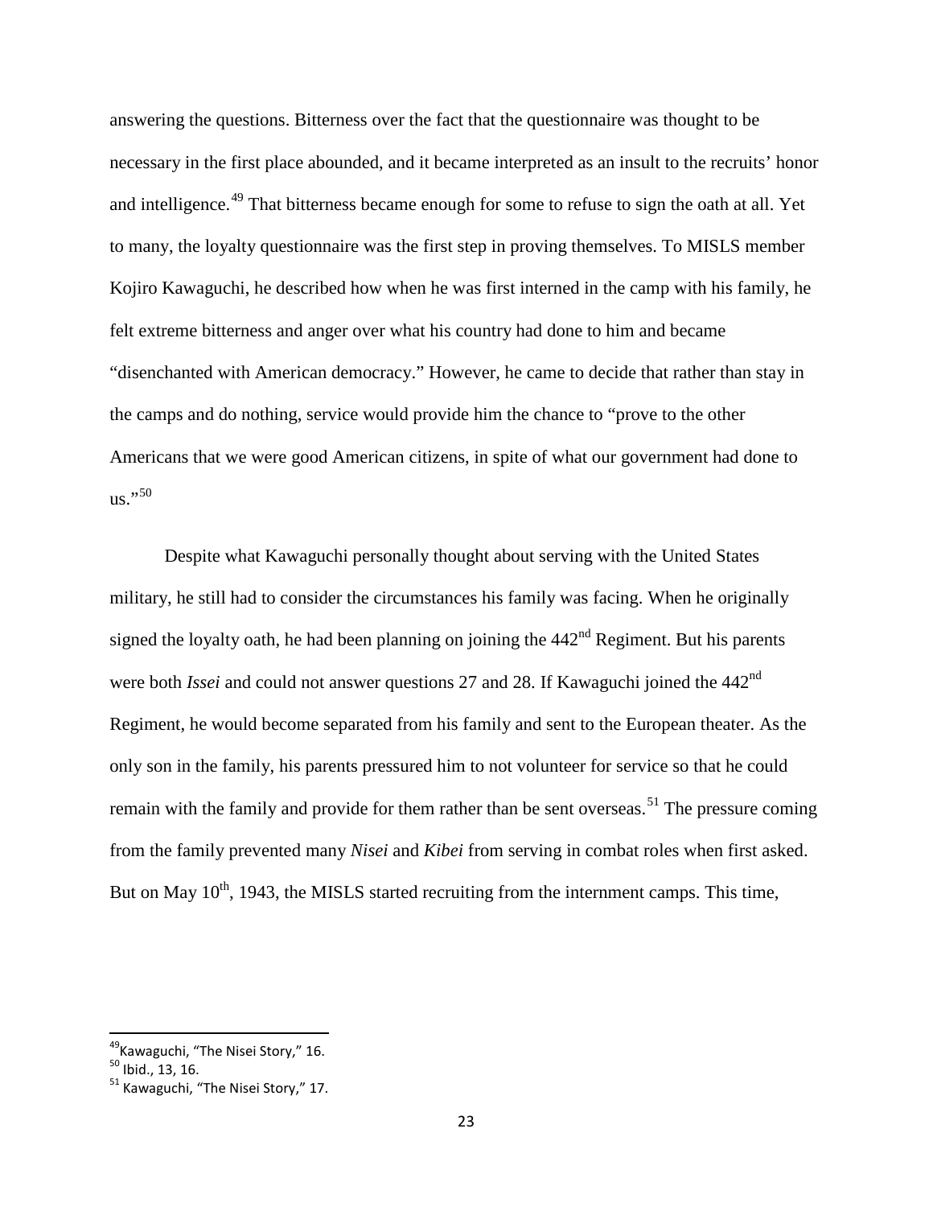answering the questions. Bitterness over the fact that the questionnaire was thought to be necessary in the first place abounded, and it became interpreted as an insult to the recruits' honor and intelligence.[49] That bitterness became enough for some to refuse to sign the oath at all. Yet to many, the loyalty questionnaire was the first step in proving themselves. To MISLS member Kojiro Kawaguchi, he described how when he was first interned in the camp with his family, he felt extreme bitterness and anger over what his country had done to him and became "disenchanted with American democracy." However, he came to decide that rather than stay in the camps and do nothing, service would provide him the chance to "prove to the other Americans that we were good American citizens, in spite of what our government had done to us."[50]

Despite what Kawaguchi personally thought about serving with the United States military, he still had to consider the circumstances his family was facing. When he originally signed the loyalty oath, he had been planning on joining the 442nd Regiment. But his parents were both *Issei* and could not answer questions 27 and 28. If Kawaguchi joined the 442nd Regiment, he would become separated from his family and sent to the European theater. As the only son in the family, his parents pressured him to not volunteer for service so that he could remain with the family and provide for them rather than be sent overseas.[51] The pressure coming from the family prevented many *Nisei* and *Kibei* from serving in combat roles when first asked. But on May 10th, 1943, the MISLS started recruiting from the internment camps. This time,

---

[49] Kawaguchi, "The Nisei Story," 16.

[50] Ibid., 13, 16.

[51] Kawaguchi, "The Nisei Story," 17.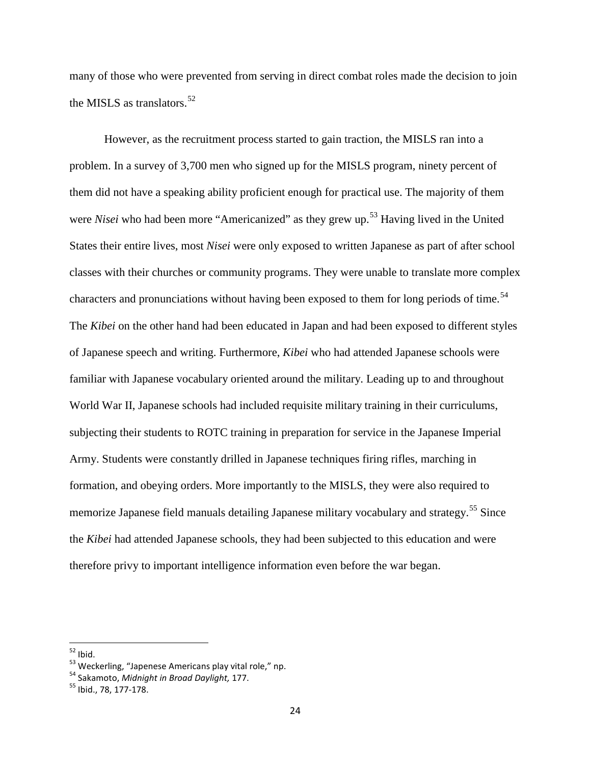many of those who were prevented from serving in direct combat roles made the decision to join the MISLS as translators.[52]

However, as the recruitment process started to gain traction, the MISLS ran into a problem. In a survey of 3,700 men who signed up for the MISLS program, ninety percent of them did not have a speaking ability proficient enough for practical use. The majority of them were *Nisei* who had been more "Americanized" as they grew up.[53] Having lived in the United States their entire lives, most *Nisei* were only exposed to written Japanese as part of after school classes with their churches or community programs. They were unable to translate more complex characters and pronunciations without having been exposed to them for long periods of time.[54] The *Kibei* on the other hand had been educated in Japan and had been exposed to different styles of Japanese speech and writing. Furthermore, *Kibei* who had attended Japanese schools were familiar with Japanese vocabulary oriented around the military. Leading up to and throughout World War II, Japanese schools had included requisite military training in their curriculums, subjecting their students to ROTC training in preparation for service in the Japanese Imperial Army. Students were constantly drilled in Japanese techniques firing rifles, marching in formation, and obeying orders. More importantly to the MISLS, they were also required to memorize Japanese field manuals detailing Japanese military vocabulary and strategy.[55] Since the *Kibei* had attended Japanese schools, they had been subjected to this education and were therefore privy to important intelligence information even before the war began.

---

[52] Ibid.

[53] Weckerling, "Japenese Americans play vital role," np.

[54] Sakamoto, *Midnight in Broad Daylight,* 177.

[55] Ibid., 78, 177-178.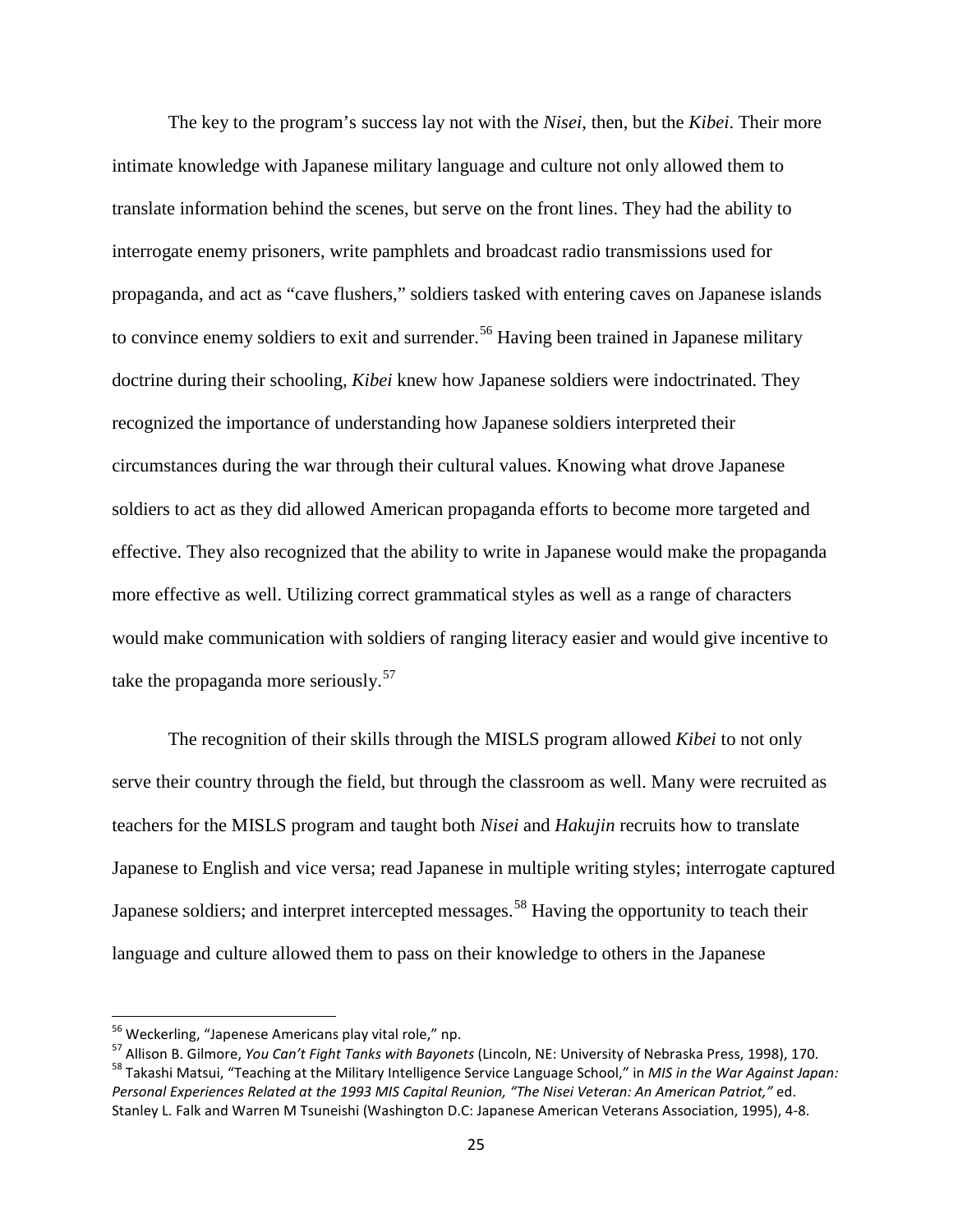The key to the program's success lay not with the *Nisei*, then, but the *Kibei*. Their more intimate knowledge with Japanese military language and culture not only allowed them to translate information behind the scenes, but serve on the front lines. They had the ability to interrogate enemy prisoners, write pamphlets and broadcast radio transmissions used for propaganda, and act as "cave flushers," soldiers tasked with entering caves on Japanese islands to convince enemy soldiers to exit and surrender.[56] Having been trained in Japanese military doctrine during their schooling, *Kibei* knew how Japanese soldiers were indoctrinated. They recognized the importance of understanding how Japanese soldiers interpreted their circumstances during the war through their cultural values. Knowing what drove Japanese soldiers to act as they did allowed American propaganda efforts to become more targeted and effective. They also recognized that the ability to write in Japanese would make the propaganda more effective as well. Utilizing correct grammatical styles as well as a range of characters would make communication with soldiers of ranging literacy easier and would give incentive to take the propaganda more seriously.[57]

The recognition of their skills through the MISLS program allowed *Kibei* to not only serve their country through the field, but through the classroom as well. Many were recruited as teachers for the MISLS program and taught both *Nisei* and *Hakujin* recruits how to translate Japanese to English and vice versa; read Japanese in multiple writing styles; interrogate captured Japanese soldiers; and interpret intercepted messages.[58] Having the opportunity to teach their language and culture allowed them to pass on their knowledge to others in the Japanese

---

[56] Weckerling, "Japenese Americans play vital role," np.

[57] Allison B. Gilmore, *You Can't Fight Tanks with Bayonets* (Lincoln, NE: University of Nebraska Press, 1998), 170.

[58] Takashi Matsui, "Teaching at the Military Intelligence Service Language School," in *MIS in the War Against Japan: Personal Experiences Related at the 1993 MIS Capital Reunion, "The Nisei Veteran: An American Patriot,"* ed. Stanley L. Falk and Warren M Tsuneishi (Washington D.C: Japanese American Veterans Association, 1995), 4-8.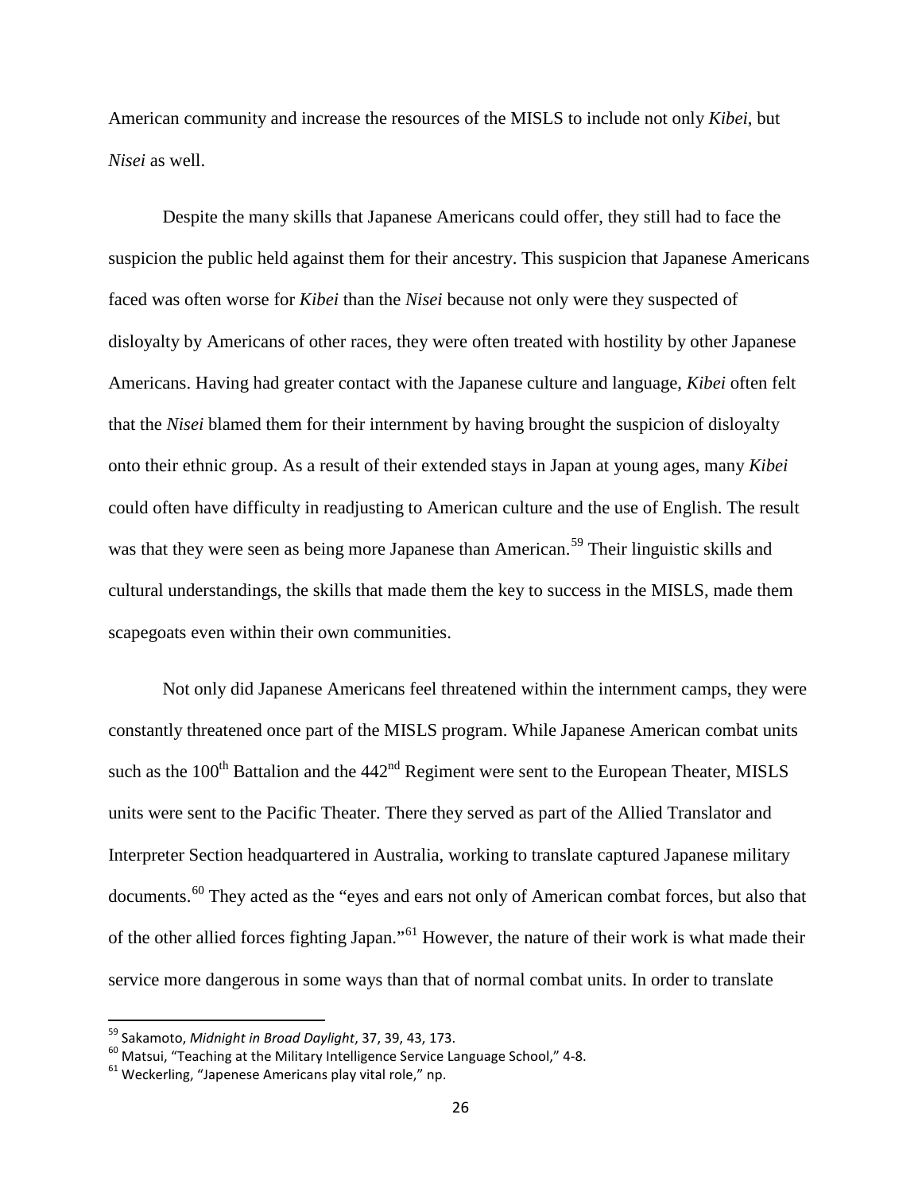American community and increase the resources of the MISLS to include not only *Kibei*, but *Nisei* as well.

Despite the many skills that Japanese Americans could offer, they still had to face the suspicion the public held against them for their ancestry. This suspicion that Japanese Americans faced was often worse for *Kibei* than the *Nisei* because not only were they suspected of disloyalty by Americans of other races, they were often treated with hostility by other Japanese Americans. Having had greater contact with the Japanese culture and language, *Kibei* often felt that the *Nisei* blamed them for their internment by having brought the suspicion of disloyalty onto their ethnic group. As a result of their extended stays in Japan at young ages, many *Kibei* could often have difficulty in readjusting to American culture and the use of English. The result was that they were seen as being more Japanese than American.[59] Their linguistic skills and cultural understandings, the skills that made them the key to success in the MISLS, made them scapegoats even within their own communities.

Not only did Japanese Americans feel threatened within the internment camps, they were constantly threatened once part of the MISLS program. While Japanese American combat units such as the 100th Battalion and the 442nd Regiment were sent to the European Theater, MISLS units were sent to the Pacific Theater. There they served as part of the Allied Translator and Interpreter Section headquartered in Australia, working to translate captured Japanese military documents.[60] They acted as the "eyes and ears not only of American combat forces, but also that of the other allied forces fighting Japan."[61] However, the nature of their work is what made their service more dangerous in some ways than that of normal combat units. In order to translate

---

[59] Sakamoto, *Midnight in Broad Daylight*, 37, 39, 43, 173.

[60] Matsui, "Teaching at the Military Intelligence Service Language School," 4-8.

[61] Weckerling, "Japenese Americans play vital role," np.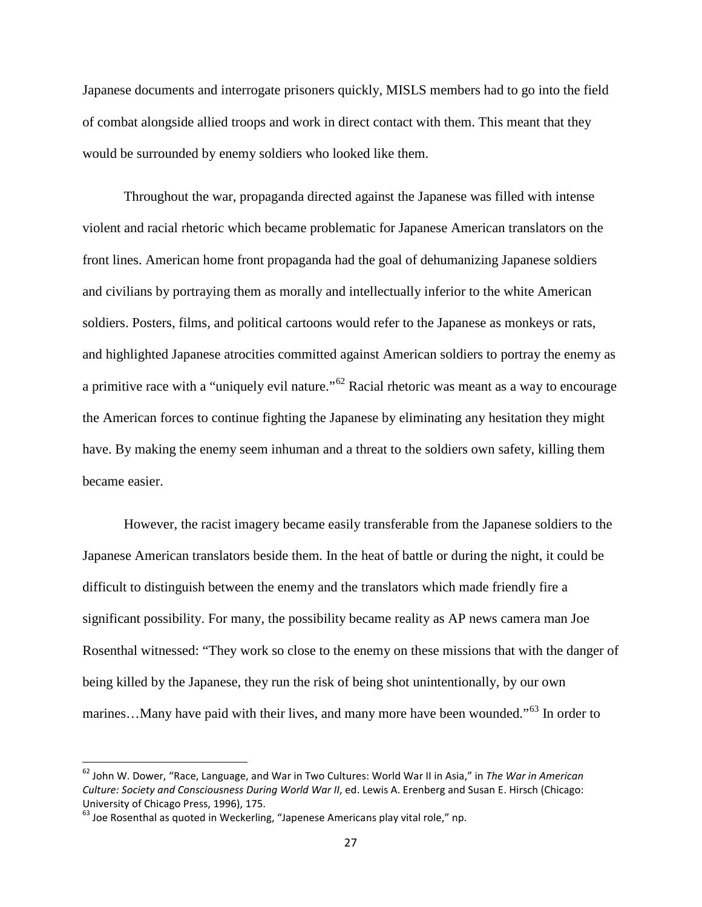Japanese documents and interrogate prisoners quickly, MISLS members had to go into the field of combat alongside allied troops and work in direct contact with them. This meant that they would be surrounded by enemy soldiers who looked like them.

Throughout the war, propaganda directed against the Japanese was filled with intense violent and racial rhetoric which became problematic for Japanese American translators on the front lines. American home front propaganda had the goal of dehumanizing Japanese soldiers and civilians by portraying them as morally and intellectually inferior to the white American soldiers. Posters, films, and political cartoons would refer to the Japanese as monkeys or rats, and highlighted Japanese atrocities committed against American soldiers to portray the enemy as a primitive race with a "uniquely evil nature."[62] Racial rhetoric was meant as a way to encourage the American forces to continue fighting the Japanese by eliminating any hesitation they might have. By making the enemy seem inhuman and a threat to the soldiers own safety, killing them became easier.

However, the racist imagery became easily transferable from the Japanese soldiers to the Japanese American translators beside them. In the heat of battle or during the night, it could be difficult to distinguish between the enemy and the translators which made friendly fire a significant possibility. For many, the possibility became reality as AP news camera man Joe Rosenthal witnessed: "They work so close to the enemy on these missions that with the danger of being killed by the Japanese, they run the risk of being shot unintentionally, by our own marines…Many have paid with their lives, and many more have been wounded."[63] In order to

---

[62] John W. Dower, "Race, Language, and War in Two Cultures: World War II in Asia," in *The War in American Culture: Society and Consciousness During World War II*, ed. Lewis A. Erenberg and Susan E. Hirsch (Chicago: University of Chicago Press, 1996), 175.

[63] Joe Rosenthal as quoted in Weckerling, "Japenese Americans play vital role," np.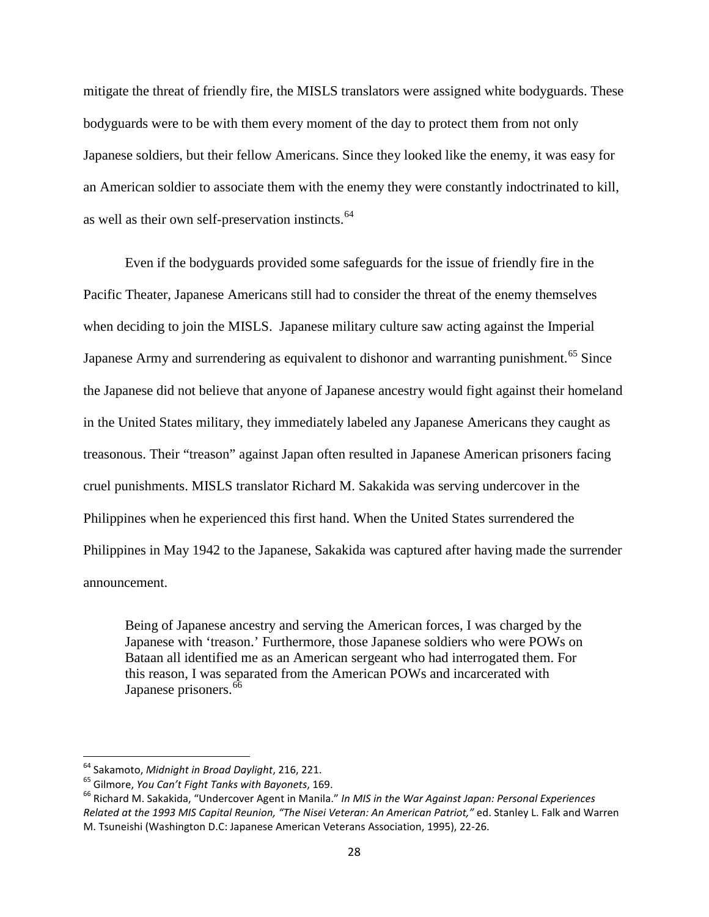mitigate the threat of friendly fire, the MISLS translators were assigned white bodyguards. These bodyguards were to be with them every moment of the day to protect them from not only Japanese soldiers, but their fellow Americans. Since they looked like the enemy, it was easy for an American soldier to associate them with the enemy they were constantly indoctrinated to kill, as well as their own self-preservation instincts.[64]

Even if the bodyguards provided some safeguards for the issue of friendly fire in the Pacific Theater, Japanese Americans still had to consider the threat of the enemy themselves when deciding to join the MISLS. Japanese military culture saw acting against the Imperial Japanese Army and surrendering as equivalent to dishonor and warranting punishment.[65] Since the Japanese did not believe that anyone of Japanese ancestry would fight against their homeland in the United States military, they immediately labeled any Japanese Americans they caught as treasonous. Their "treason" against Japan often resulted in Japanese American prisoners facing cruel punishments. MISLS translator Richard M. Sakakida was serving undercover in the Philippines when he experienced this first hand. When the United States surrendered the Philippines in May 1942 to the Japanese, Sakakida was captured after having made the surrender announcement.

> Being of Japanese ancestry and serving the American forces, I was charged by the Japanese with 'treason.' Furthermore, those Japanese soldiers who were POWs on Bataan all identified me as an American sergeant who had interrogated them. For this reason, I was separated from the American POWs and incarcerated with Japanese prisoners.[66]

---

[64] Sakamoto, *Midnight in Broad Daylight*, 216, 221.

[65] Gilmore, *You Can't Fight Tanks with Bayonets*, 169.

[66] Richard M. Sakakida, "Undercover Agent in Manila." *In MIS in the War Against Japan: Personal Experiences Related at the 1993 MIS Capital Reunion, "The Nisei Veteran: An American Patriot,"* ed. Stanley L. Falk and Warren M. Tsuneishi (Washington D.C: Japanese American Veterans Association, 1995), 22-26.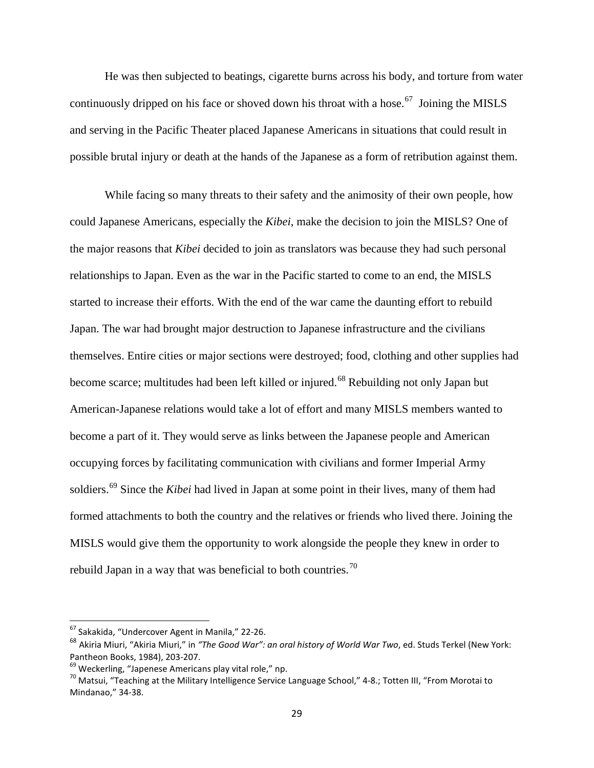He was then subjected to beatings, cigarette burns across his body, and torture from water continuously dripped on his face or shoved down his throat with a hose.[67] Joining the MISLS and serving in the Pacific Theater placed Japanese Americans in situations that could result in possible brutal injury or death at the hands of the Japanese as a form of retribution against them.

While facing so many threats to their safety and the animosity of their own people, how could Japanese Americans, especially the *Kibei*, make the decision to join the MISLS? One of the major reasons that *Kibei* decided to join as translators was because they had such personal relationships to Japan. Even as the war in the Pacific started to come to an end, the MISLS started to increase their efforts. With the end of the war came the daunting effort to rebuild Japan. The war had brought major destruction to Japanese infrastructure and the civilians themselves. Entire cities or major sections were destroyed; food, clothing and other supplies had become scarce; multitudes had been left killed or injured.[68] Rebuilding not only Japan but American-Japanese relations would take a lot of effort and many MISLS members wanted to become a part of it. They would serve as links between the Japanese people and American occupying forces by facilitating communication with civilians and former Imperial Army soldiers.[69] Since the *Kibei* had lived in Japan at some point in their lives, many of them had formed attachments to both the country and the relatives or friends who lived there. Joining the MISLS would give them the opportunity to work alongside the people they knew in order to rebuild Japan in a way that was beneficial to both countries.[70]

---

[67] Sakakida, "Undercover Agent in Manila," 22-26.

[68] Akiria Miuri, "Akiria Miuri," in *"The Good War": an oral history of World War Two*, ed. Studs Terkel (New York: Pantheon Books, 1984), 203-207.

[69] Weckerling, "Japenese Americans play vital role," np.

[70] Matsui, "Teaching at the Military Intelligence Service Language School," 4-8.; Totten III, "From Morotai to Mindanao," 34-38.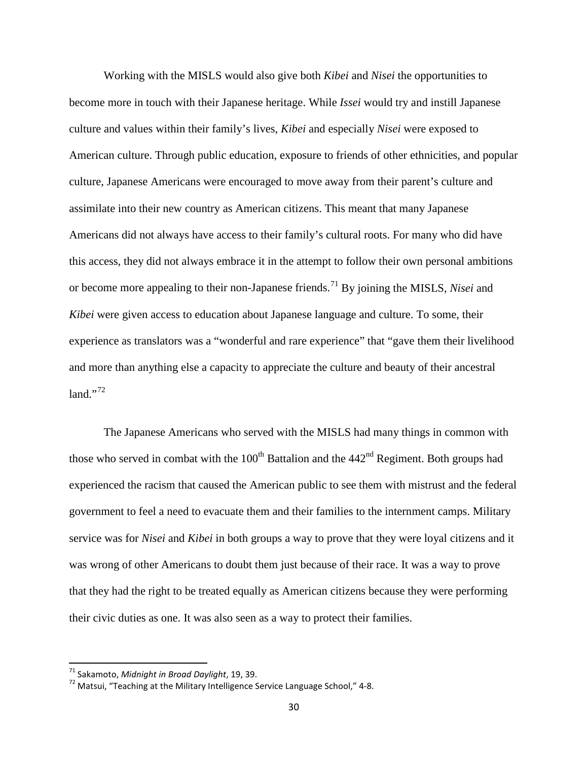Working with the MISLS would also give both *Kibei* and *Nisei* the opportunities to become more in touch with their Japanese heritage. While *Issei* would try and instill Japanese culture and values within their family's lives, *Kibei* and especially *Nisei* were exposed to American culture. Through public education, exposure to friends of other ethnicities, and popular culture, Japanese Americans were encouraged to move away from their parent's culture and assimilate into their new country as American citizens. This meant that many Japanese Americans did not always have access to their family's cultural roots. For many who did have this access, they did not always embrace it in the attempt to follow their own personal ambitions or become more appealing to their non-Japanese friends.[71] By joining the MISLS, *Nisei* and *Kibei* were given access to education about Japanese language and culture. To some, their experience as translators was a "wonderful and rare experience" that "gave them their livelihood and more than anything else a capacity to appreciate the culture and beauty of their ancestral land."[72]

The Japanese Americans who served with the MISLS had many things in common with those who served in combat with the 100th Battalion and the 442nd Regiment. Both groups had experienced the racism that caused the American public to see them with mistrust and the federal government to feel a need to evacuate them and their families to the internment camps. Military service was for *Nisei* and *Kibei* in both groups a way to prove that they were loyal citizens and it was wrong of other Americans to doubt them just because of their race. It was a way to prove that they had the right to be treated equally as American citizens because they were performing their civic duties as one. It was also seen as a way to protect their families.

---

[71] Sakamoto, *Midnight in Broad Daylight*, 19, 39.

[72] Matsui, "Teaching at the Military Intelligence Service Language School," 4-8.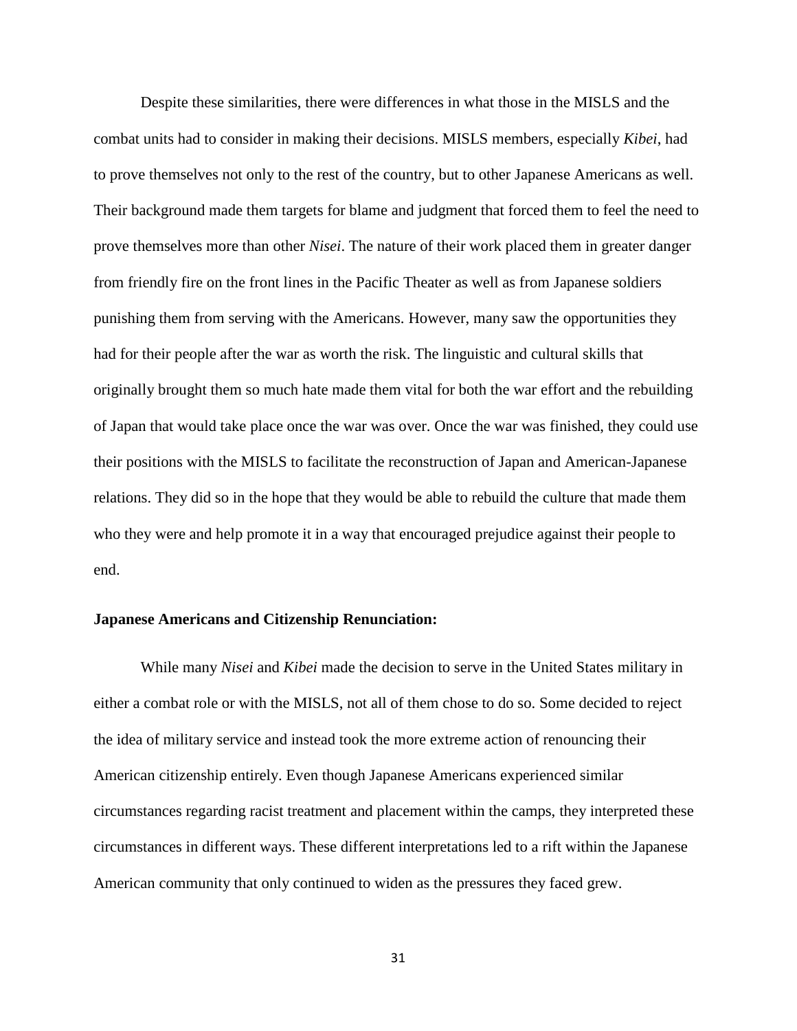Despite these similarities, there were differences in what those in the MISLS and the combat units had to consider in making their decisions. MISLS members, especially *Kibei*, had to prove themselves not only to the rest of the country, but to other Japanese Americans as well. Their background made them targets for blame and judgment that forced them to feel the need to prove themselves more than other *Nisei*. The nature of their work placed them in greater danger from friendly fire on the front lines in the Pacific Theater as well as from Japanese soldiers punishing them from serving with the Americans. However, many saw the opportunities they had for their people after the war as worth the risk. The linguistic and cultural skills that originally brought them so much hate made them vital for both the war effort and the rebuilding of Japan that would take place once the war was over. Once the war was finished, they could use their positions with the MISLS to facilitate the reconstruction of Japan and American-Japanese relations. They did so in the hope that they would be able to rebuild the culture that made them who they were and help promote it in a way that encouraged prejudice against their people to end.

**Japanese Americans and Citizenship Renunciation:**

While many *Nisei* and *Kibei* made the decision to serve in the United States military in either a combat role or with the MISLS, not all of them chose to do so. Some decided to reject the idea of military service and instead took the more extreme action of renouncing their American citizenship entirely. Even though Japanese Americans experienced similar circumstances regarding racist treatment and placement within the camps, they interpreted these circumstances in different ways. These different interpretations led to a rift within the Japanese American community that only continued to widen as the pressures they faced grew.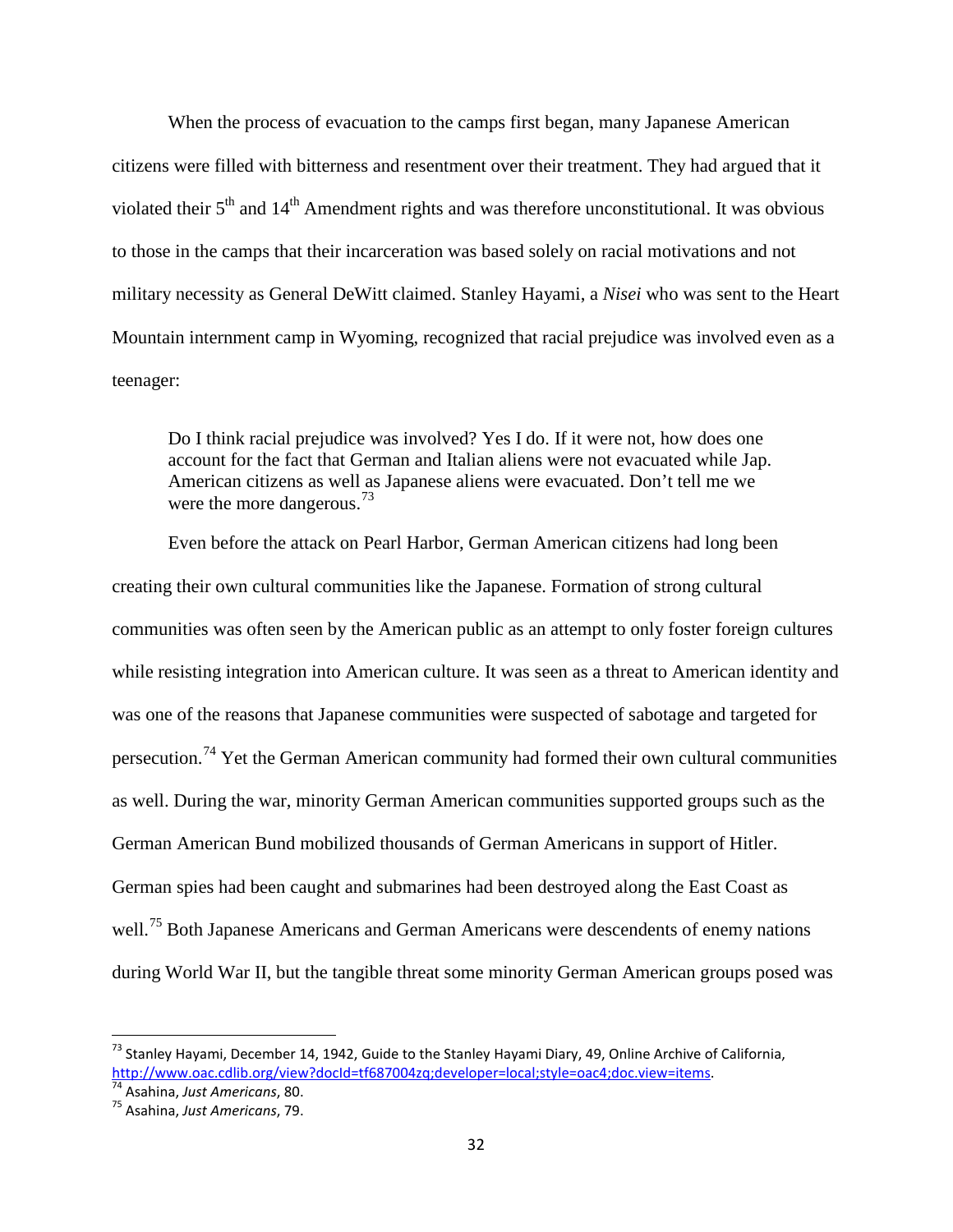When the process of evacuation to the camps first began, many Japanese American citizens were filled with bitterness and resentment over their treatment. They had argued that it violated their 5th and 14th Amendment rights and was therefore unconstitutional. It was obvious to those in the camps that their incarceration was based solely on racial motivations and not military necessity as General DeWitt claimed. Stanley Hayami, a *Nisei* who was sent to the Heart Mountain internment camp in Wyoming, recognized that racial prejudice was involved even as a teenager:

> Do I think racial prejudice was involved? Yes I do. If it were not, how does one account for the fact that German and Italian aliens were not evacuated while Jap. American citizens as well as Japanese aliens were evacuated. Don't tell me we were the more dangerous.[73]

Even before the attack on Pearl Harbor, German American citizens had long been creating their own cultural communities like the Japanese. Formation of strong cultural communities was often seen by the American public as an attempt to only foster foreign cultures while resisting integration into American culture. It was seen as a threat to American identity and was one of the reasons that Japanese communities were suspected of sabotage and targeted for persecution.[74] Yet the German American community had formed their own cultural communities as well. During the war, minority German American communities supported groups such as the German American Bund mobilized thousands of German Americans in support of Hitler. German spies had been caught and submarines had been destroyed along the East Coast as well.[75] Both Japanese Americans and German Americans were descendents of enemy nations during World War II, but the tangible threat some minority German American groups posed was

---

[73] Stanley Hayami, December 14, 1942, Guide to the Stanley Hayami Diary, 49, Online Archive of California, http://www.oac.cdlib.org/view?docId=tf687004zq;developer=local;style=oac4;doc.view=items.

[74] Asahina, *Just Americans*, 80.

[75] Asahina, *Just Americans*, 79.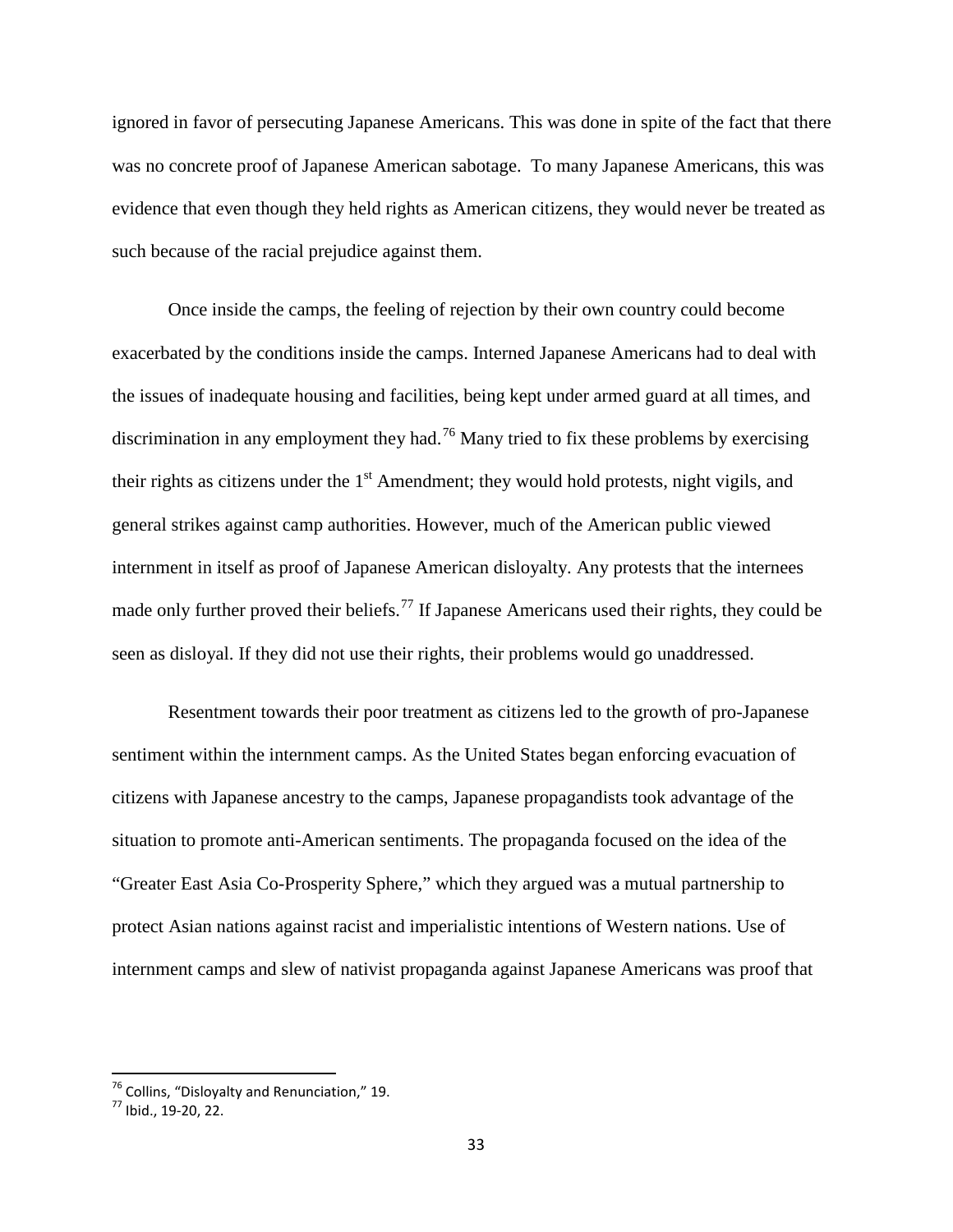ignored in favor of persecuting Japanese Americans. This was done in spite of the fact that there was no concrete proof of Japanese American sabotage. To many Japanese Americans, this was evidence that even though they held rights as American citizens, they would never be treated as such because of the racial prejudice against them.

Once inside the camps, the feeling of rejection by their own country could become exacerbated by the conditions inside the camps. Interned Japanese Americans had to deal with the issues of inadequate housing and facilities, being kept under armed guard at all times, and discrimination in any employment they had.[76] Many tried to fix these problems by exercising their rights as citizens under the 1st Amendment; they would hold protests, night vigils, and general strikes against camp authorities. However, much of the American public viewed internment in itself as proof of Japanese American disloyalty. Any protests that the internees made only further proved their beliefs.[77] If Japanese Americans used their rights, they could be seen as disloyal. If they did not use their rights, their problems would go unaddressed.

Resentment towards their poor treatment as citizens led to the growth of pro-Japanese sentiment within the internment camps. As the United States began enforcing evacuation of citizens with Japanese ancestry to the camps, Japanese propagandists took advantage of the situation to promote anti-American sentiments. The propaganda focused on the idea of the "Greater East Asia Co-Prosperity Sphere," which they argued was a mutual partnership to protect Asian nations against racist and imperialistic intentions of Western nations. Use of internment camps and slew of nativist propaganda against Japanese Americans was proof that

---

[76] Collins, "Disloyalty and Renunciation," 19.

[77] Ibid., 19-20, 22.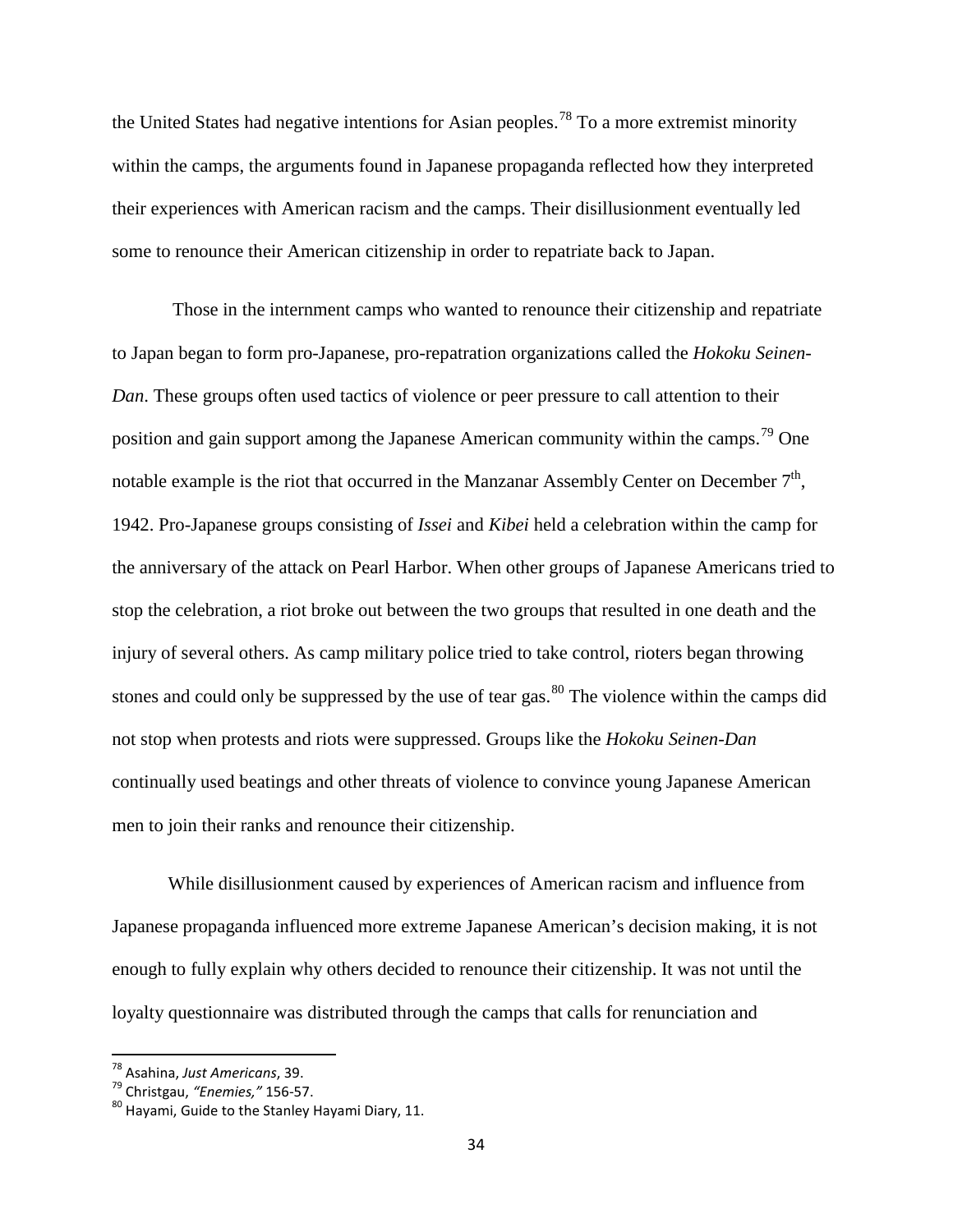the United States had negative intentions for Asian peoples.[78] To a more extremist minority within the camps, the arguments found in Japanese propaganda reflected how they interpreted their experiences with American racism and the camps. Their disillusionment eventually led some to renounce their American citizenship in order to repatriate back to Japan.

Those in the internment camps who wanted to renounce their citizenship and repatriate to Japan began to form pro-Japanese, pro-repatration organizations called the *Hokoku Seinen-Dan*. These groups often used tactics of violence or peer pressure to call attention to their position and gain support among the Japanese American community within the camps.[79] One notable example is the riot that occurred in the Manzanar Assembly Center on December 7th, 1942. Pro-Japanese groups consisting of *Issei* and *Kibei* held a celebration within the camp for the anniversary of the attack on Pearl Harbor. When other groups of Japanese Americans tried to stop the celebration, a riot broke out between the two groups that resulted in one death and the injury of several others. As camp military police tried to take control, rioters began throwing stones and could only be suppressed by the use of tear gas.[80] The violence within the camps did not stop when protests and riots were suppressed. Groups like the *Hokoku Seinen-Dan* continually used beatings and other threats of violence to convince young Japanese American men to join their ranks and renounce their citizenship.

While disillusionment caused by experiences of American racism and influence from Japanese propaganda influenced more extreme Japanese American's decision making, it is not enough to fully explain why others decided to renounce their citizenship. It was not until the loyalty questionnaire was distributed through the camps that calls for renunciation and

---

[78] Asahina, *Just Americans*, 39.

[79] Christgau, *"Enemies,"* 156-57.

[80] Hayami, Guide to the Stanley Hayami Diary, 11.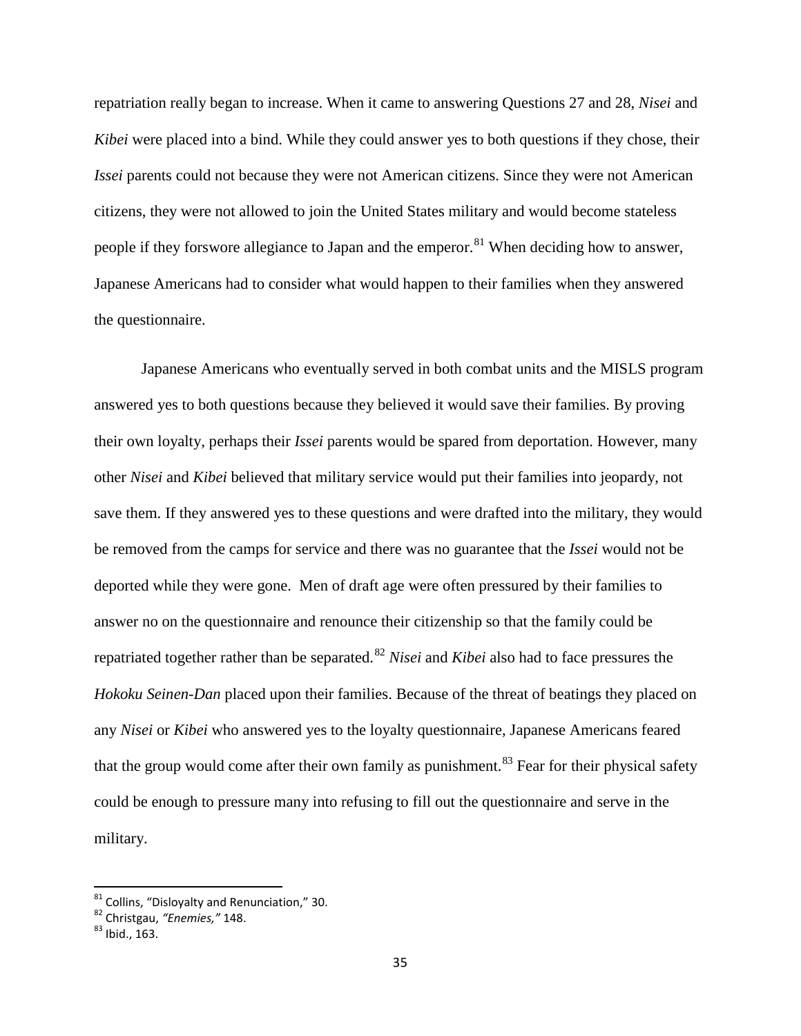repatriation really began to increase. When it came to answering Questions 27 and 28, *Nisei* and *Kibei* were placed into a bind. While they could answer yes to both questions if they chose, their *Issei* parents could not because they were not American citizens. Since they were not American citizens, they were not allowed to join the United States military and would become stateless people if they forswore allegiance to Japan and the emperor.[81] When deciding how to answer, Japanese Americans had to consider what would happen to their families when they answered the questionnaire.

Japanese Americans who eventually served in both combat units and the MISLS program answered yes to both questions because they believed it would save their families. By proving their own loyalty, perhaps their *Issei* parents would be spared from deportation. However, many other *Nisei* and *Kibei* believed that military service would put their families into jeopardy, not save them. If they answered yes to these questions and were drafted into the military, they would be removed from the camps for service and there was no guarantee that the *Issei* would not be deported while they were gone. Men of draft age were often pressured by their families to answer no on the questionnaire and renounce their citizenship so that the family could be repatriated together rather than be separated.[82] *Nisei* and *Kibei* also had to face pressures the *Hokoku Seinen-Dan* placed upon their families. Because of the threat of beatings they placed on any *Nisei* or *Kibei* who answered yes to the loyalty questionnaire, Japanese Americans feared that the group would come after their own family as punishment.[83] Fear for their physical safety could be enough to pressure many into refusing to fill out the questionnaire and serve in the military.

---

[81] Collins, "Disloyalty and Renunciation," 30.
[82] Christgau, *"Enemies,"* 148.
[83] Ibid., 163.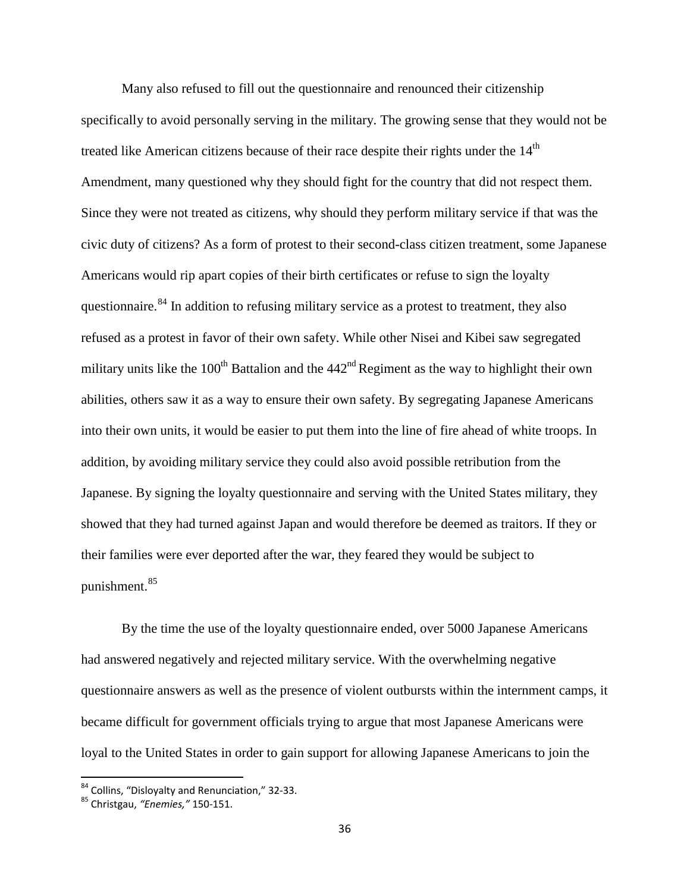Many also refused to fill out the questionnaire and renounced their citizenship specifically to avoid personally serving in the military. The growing sense that they would not be treated like American citizens because of their race despite their rights under the 14th Amendment, many questioned why they should fight for the country that did not respect them. Since they were not treated as citizens, why should they perform military service if that was the civic duty of citizens? As a form of protest to their second-class citizen treatment, some Japanese Americans would rip apart copies of their birth certificates or refuse to sign the loyalty questionnaire.[84] In addition to refusing military service as a protest to treatment, they also refused as a protest in favor of their own safety. While other Nisei and Kibei saw segregated military units like the 100th Battalion and the 442nd Regiment as the way to highlight their own abilities, others saw it as a way to ensure their own safety. By segregating Japanese Americans into their own units, it would be easier to put them into the line of fire ahead of white troops. In addition, by avoiding military service they could also avoid possible retribution from the Japanese. By signing the loyalty questionnaire and serving with the United States military, they showed that they had turned against Japan and would therefore be deemed as traitors. If they or their families were ever deported after the war, they feared they would be subject to punishment.[85]

By the time the use of the loyalty questionnaire ended, over 5000 Japanese Americans had answered negatively and rejected military service. With the overwhelming negative questionnaire answers as well as the presence of violent outbursts within the internment camps, it became difficult for government officials trying to argue that most Japanese Americans were loyal to the United States in order to gain support for allowing Japanese Americans to join the

---

[84] Collins, "Disloyalty and Renunciation," 32-33.

[85] Christgau, *"Enemies,"* 150-151.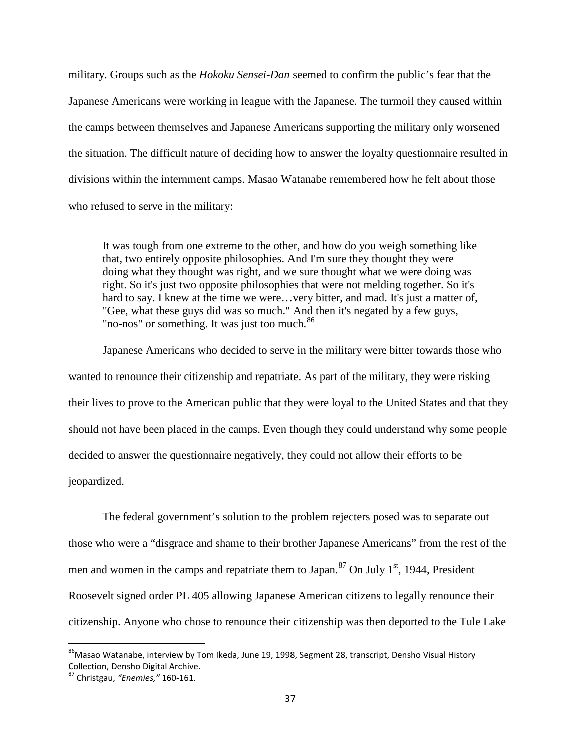military. Groups such as the *Hokoku Sensei-Dan* seemed to confirm the public's fear that the Japanese Americans were working in league with the Japanese. The turmoil they caused within the camps between themselves and Japanese Americans supporting the military only worsened the situation. The difficult nature of deciding how to answer the loyalty questionnaire resulted in divisions within the internment camps. Masao Watanabe remembered how he felt about those who refused to serve in the military:

> It was tough from one extreme to the other, and how do you weigh something like that, two entirely opposite philosophies. And I'm sure they thought they were doing what they thought was right, and we sure thought what we were doing was right. So it's just two opposite philosophies that were not melding together. So it's hard to say. I knew at the time we were…very bitter, and mad. It's just a matter of, "Gee, what these guys did was so much." And then it's negated by a few guys, "no-nos" or something. It was just too much.[86]

Japanese Americans who decided to serve in the military were bitter towards those who wanted to renounce their citizenship and repatriate. As part of the military, they were risking their lives to prove to the American public that they were loyal to the United States and that they should not have been placed in the camps. Even though they could understand why some people decided to answer the questionnaire negatively, they could not allow their efforts to be jeopardized.

The federal government's solution to the problem rejecters posed was to separate out those who were a "disgrace and shame to their brother Japanese Americans" from the rest of the men and women in the camps and repatriate them to Japan.[87] On July 1st, 1944, President Roosevelt signed order PL 405 allowing Japanese American citizens to legally renounce their citizenship. Anyone who chose to renounce their citizenship was then deported to the Tule Lake

---

[86] Masao Watanabe, interview by Tom Ikeda, June 19, 1998, Segment 28, transcript, Densho Visual History Collection, Densho Digital Archive.

[87] Christgau, *"Enemies,"* 160-161.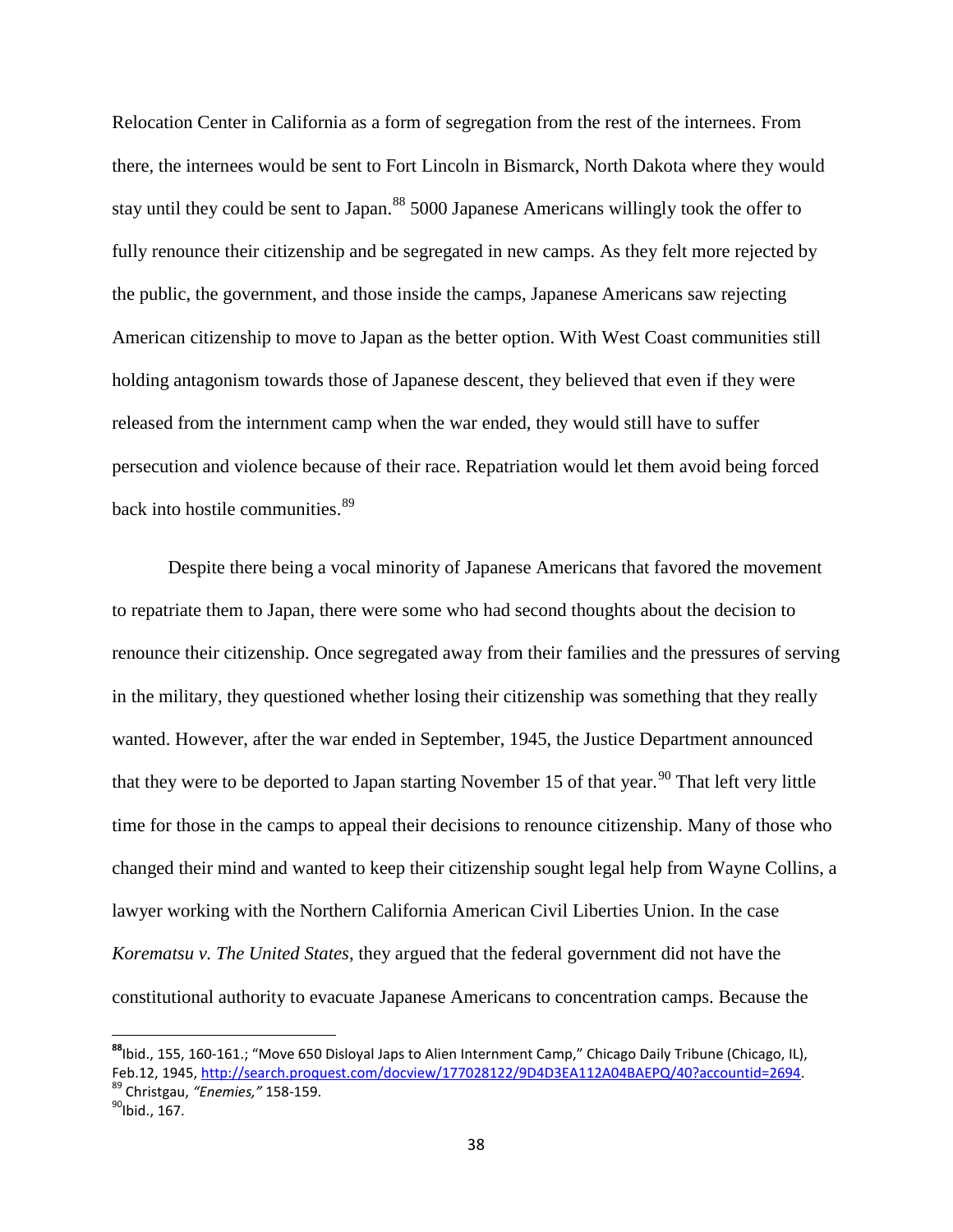Relocation Center in California as a form of segregation from the rest of the internees. From there, the internees would be sent to Fort Lincoln in Bismarck, North Dakota where they would stay until they could be sent to Japan.[88] 5000 Japanese Americans willingly took the offer to fully renounce their citizenship and be segregated in new camps. As they felt more rejected by the public, the government, and those inside the camps, Japanese Americans saw rejecting American citizenship to move to Japan as the better option. With West Coast communities still holding antagonism towards those of Japanese descent, they believed that even if they were released from the internment camp when the war ended, they would still have to suffer persecution and violence because of their race. Repatriation would let them avoid being forced back into hostile communities.[89]

Despite there being a vocal minority of Japanese Americans that favored the movement to repatriate them to Japan, there were some who had second thoughts about the decision to renounce their citizenship. Once segregated away from their families and the pressures of serving in the military, they questioned whether losing their citizenship was something that they really wanted. However, after the war ended in September, 1945, the Justice Department announced that they were to be deported to Japan starting November 15 of that year.[90] That left very little time for those in the camps to appeal their decisions to renounce citizenship. Many of those who changed their mind and wanted to keep their citizenship sought legal help from Wayne Collins, a lawyer working with the Northern California American Civil Liberties Union. In the case *Korematsu v. The United States*, they argued that the federal government did not have the constitutional authority to evacuate Japanese Americans to concentration camps. Because the

---

[88] Ibid., 155, 160-161.; "Move 650 Disloyal Japs to Alien Internment Camp," Chicago Daily Tribune (Chicago, IL), Feb.12, 1945, http://search.proquest.com/docview/177028122/9D4D3EA112A04BAEPQ/40?accountid=2694.

[89] Christgau, *"Enemies,"* 158-159.

[90] Ibid., 167.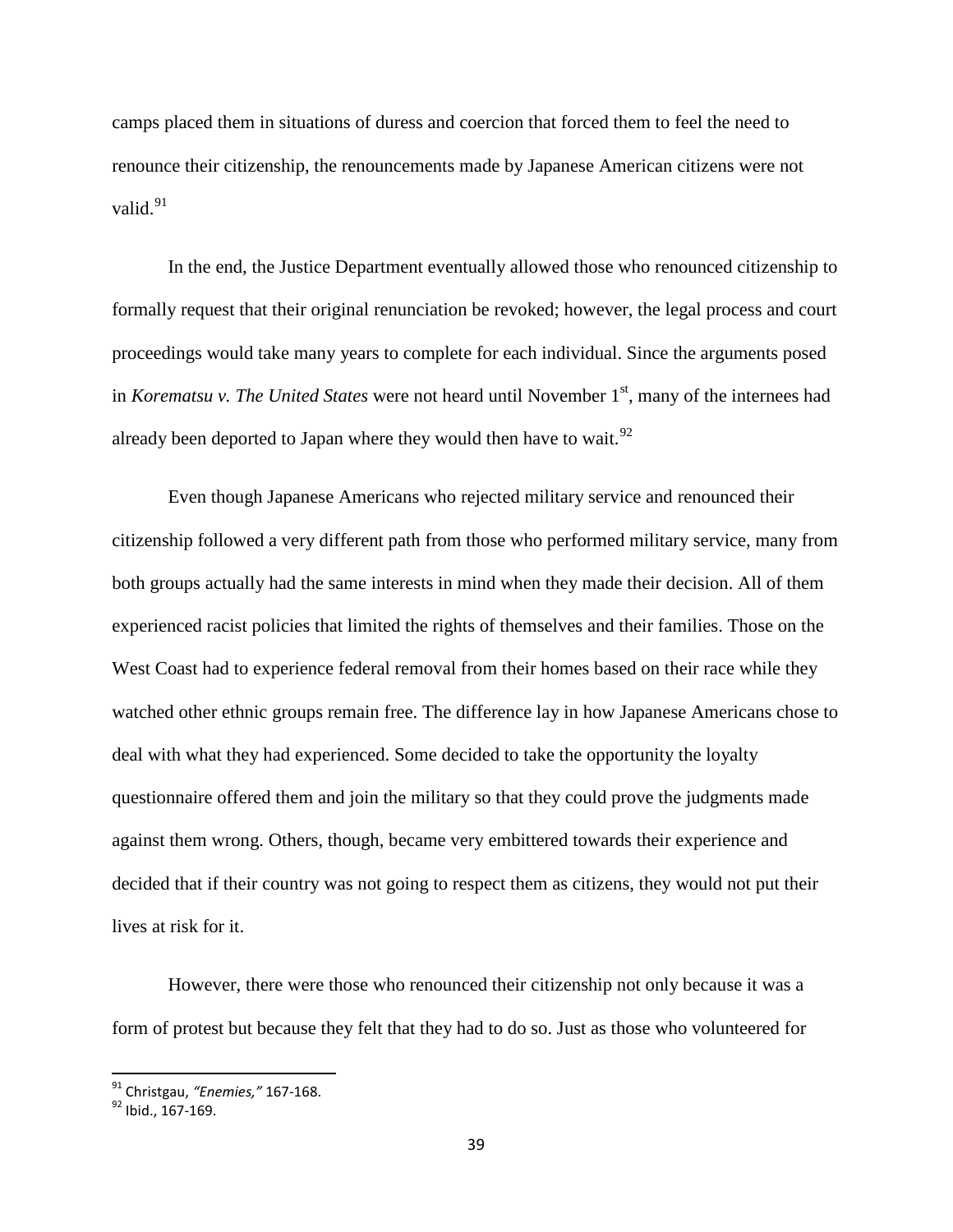camps placed them in situations of duress and coercion that forced them to feel the need to renounce their citizenship, the renouncements made by Japanese American citizens were not valid.[91]

In the end, the Justice Department eventually allowed those who renounced citizenship to formally request that their original renunciation be revoked; however, the legal process and court proceedings would take many years to complete for each individual. Since the arguments posed in *Korematsu v. The United States* were not heard until November 1st, many of the internees had already been deported to Japan where they would then have to wait.[92]

Even though Japanese Americans who rejected military service and renounced their citizenship followed a very different path from those who performed military service, many from both groups actually had the same interests in mind when they made their decision. All of them experienced racist policies that limited the rights of themselves and their families. Those on the West Coast had to experience federal removal from their homes based on their race while they watched other ethnic groups remain free. The difference lay in how Japanese Americans chose to deal with what they had experienced. Some decided to take the opportunity the loyalty questionnaire offered them and join the military so that they could prove the judgments made against them wrong. Others, though, became very embittered towards their experience and decided that if their country was not going to respect them as citizens, they would not put their lives at risk for it.

However, there were those who renounced their citizenship not only because it was a form of protest but because they felt that they had to do so. Just as those who volunteered for

---

[91] Christgau, *"Enemies,"* 167-168.

[92] Ibid., 167-169.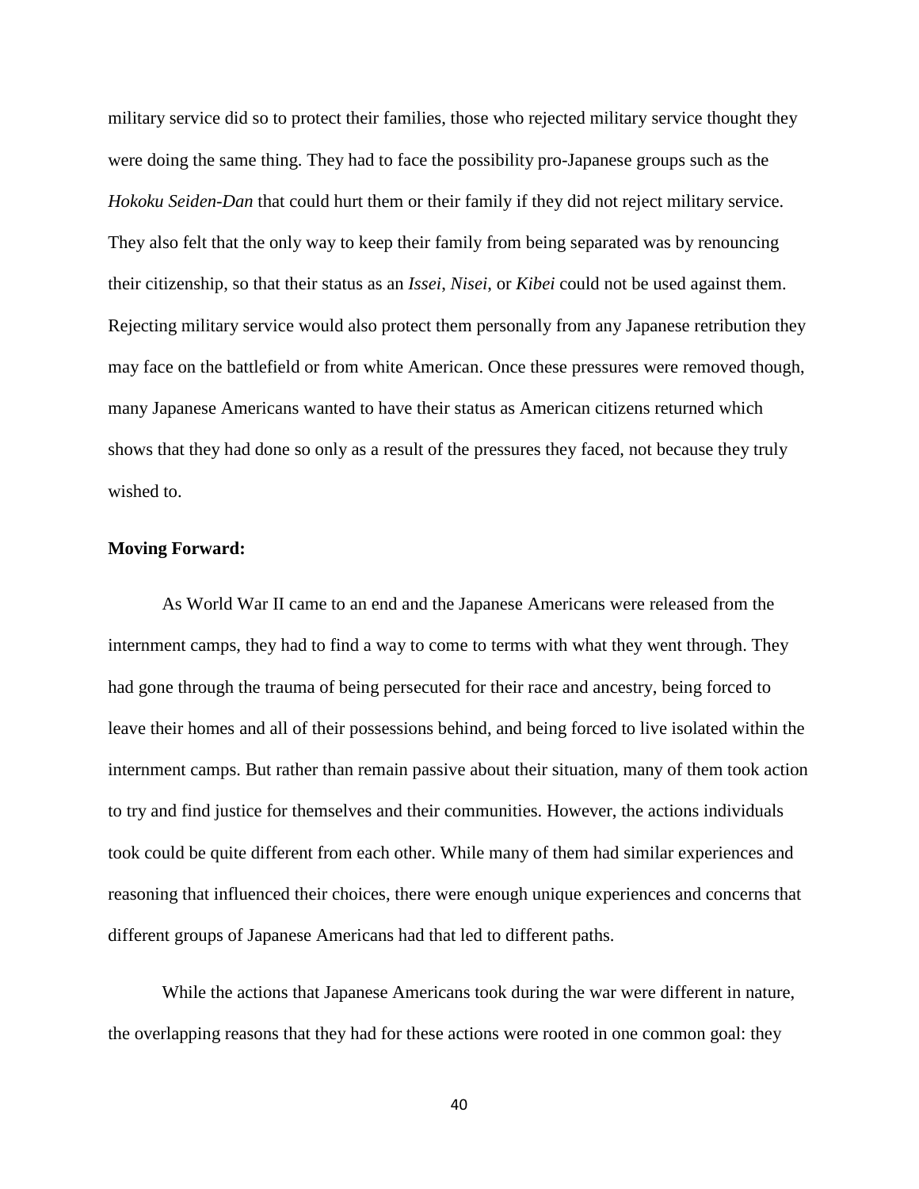military service did so to protect their families, those who rejected military service thought they were doing the same thing. They had to face the possibility pro-Japanese groups such as the *Hokoku Seiden-Dan* that could hurt them or their family if they did not reject military service. They also felt that the only way to keep their family from being separated was by renouncing their citizenship, so that their status as an *Issei*, *Nisei*, or *Kibei* could not be used against them. Rejecting military service would also protect them personally from any Japanese retribution they may face on the battlefield or from white American. Once these pressures were removed though, many Japanese Americans wanted to have their status as American citizens returned which shows that they had done so only as a result of the pressures they faced, not because they truly wished to.

**Moving Forward:**

As World War II came to an end and the Japanese Americans were released from the internment camps, they had to find a way to come to terms with what they went through. They had gone through the trauma of being persecuted for their race and ancestry, being forced to leave their homes and all of their possessions behind, and being forced to live isolated within the internment camps. But rather than remain passive about their situation, many of them took action to try and find justice for themselves and their communities. However, the actions individuals took could be quite different from each other. While many of them had similar experiences and reasoning that influenced their choices, there were enough unique experiences and concerns that different groups of Japanese Americans had that led to different paths.

While the actions that Japanese Americans took during the war were different in nature, the overlapping reasons that they had for these actions were rooted in one common goal: they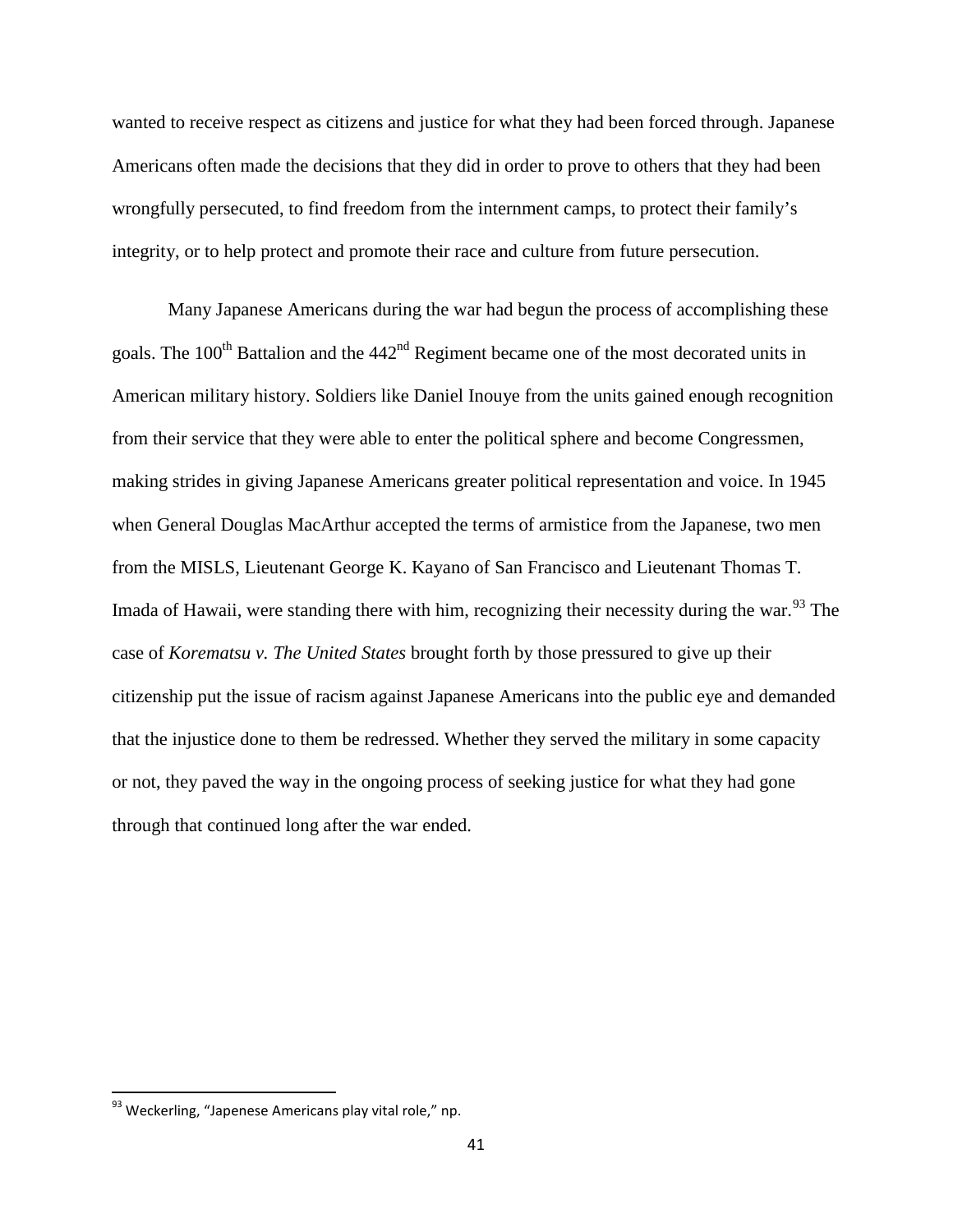wanted to receive respect as citizens and justice for what they had been forced through. Japanese Americans often made the decisions that they did in order to prove to others that they had been wrongfully persecuted, to find freedom from the internment camps, to protect their family's integrity, or to help protect and promote their race and culture from future persecution.

Many Japanese Americans during the war had begun the process of accomplishing these goals. The 100th Battalion and the 442nd Regiment became one of the most decorated units in American military history. Soldiers like Daniel Inouye from the units gained enough recognition from their service that they were able to enter the political sphere and become Congressmen, making strides in giving Japanese Americans greater political representation and voice. In 1945 when General Douglas MacArthur accepted the terms of armistice from the Japanese, two men from the MISLS, Lieutenant George K. Kayano of San Francisco and Lieutenant Thomas T. Imada of Hawaii, were standing there with him, recognizing their necessity during the war.[93] The case of *Korematsu v. The United States* brought forth by those pressured to give up their citizenship put the issue of racism against Japanese Americans into the public eye and demanded that the injustice done to them be redressed. Whether they served the military in some capacity or not, they paved the way in the ongoing process of seeking justice for what they had gone through that continued long after the war ended.

---

[93] Weckerling, "Japenese Americans play vital role," np.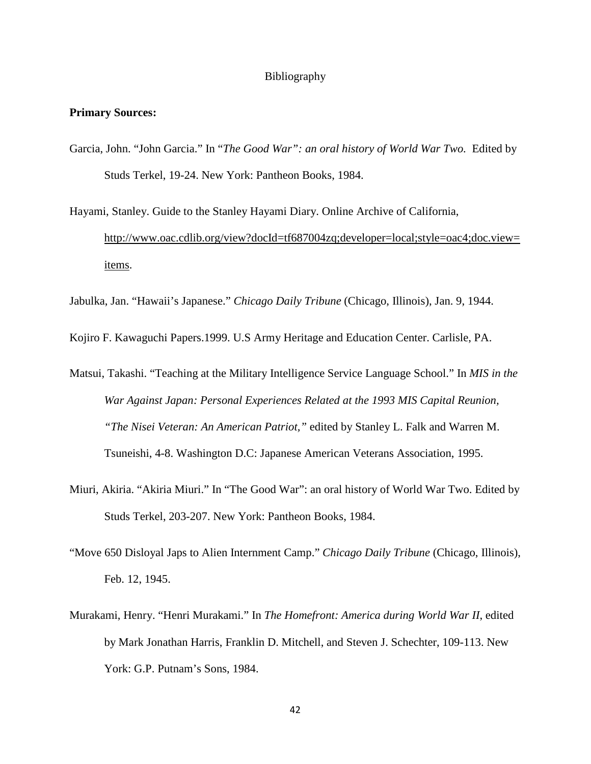Bibliography

**Primary Sources:**

Garcia, John. “John Garcia.” In “*The Good War”: an oral history of World War Two.* Edited by Studs Terkel, 19-24. New York: Pantheon Books, 1984.

Hayami, Stanley. Guide to the Stanley Hayami Diary. Online Archive of California, http://www.oac.cdlib.org/view?docId=tf687004zq;developer=local;style=oac4;doc.view=items.

Jabulka, Jan. “Hawaii’s Japanese.” *Chicago Daily Tribune* (Chicago, Illinois), Jan. 9, 1944.

Kojiro F. Kawaguchi Papers.1999. U.S Army Heritage and Education Center. Carlisle, PA.

Matsui, Takashi. “Teaching at the Military Intelligence Service Language School.” In *MIS in the War Against Japan: Personal Experiences Related at the 1993 MIS Capital Reunion, “The Nisei Veteran: An American Patriot,”* edited by Stanley L. Falk and Warren M. Tsuneishi, 4-8. Washington D.C: Japanese American Veterans Association, 1995.

Miuri, Akiria. “Akiria Miuri.” In “The Good War”: an oral history of World War Two. Edited by Studs Terkel, 203-207. New York: Pantheon Books, 1984.

“Move 650 Disloyal Japs to Alien Internment Camp.” *Chicago Daily Tribune* (Chicago, Illinois), Feb. 12, 1945.

Murakami, Henry. “Henri Murakami.” In *The Homefront: America during World War II*, edited by Mark Jonathan Harris, Franklin D. Mitchell, and Steven J. Schechter, 109-113. New York: G.P. Putnam’s Sons, 1984.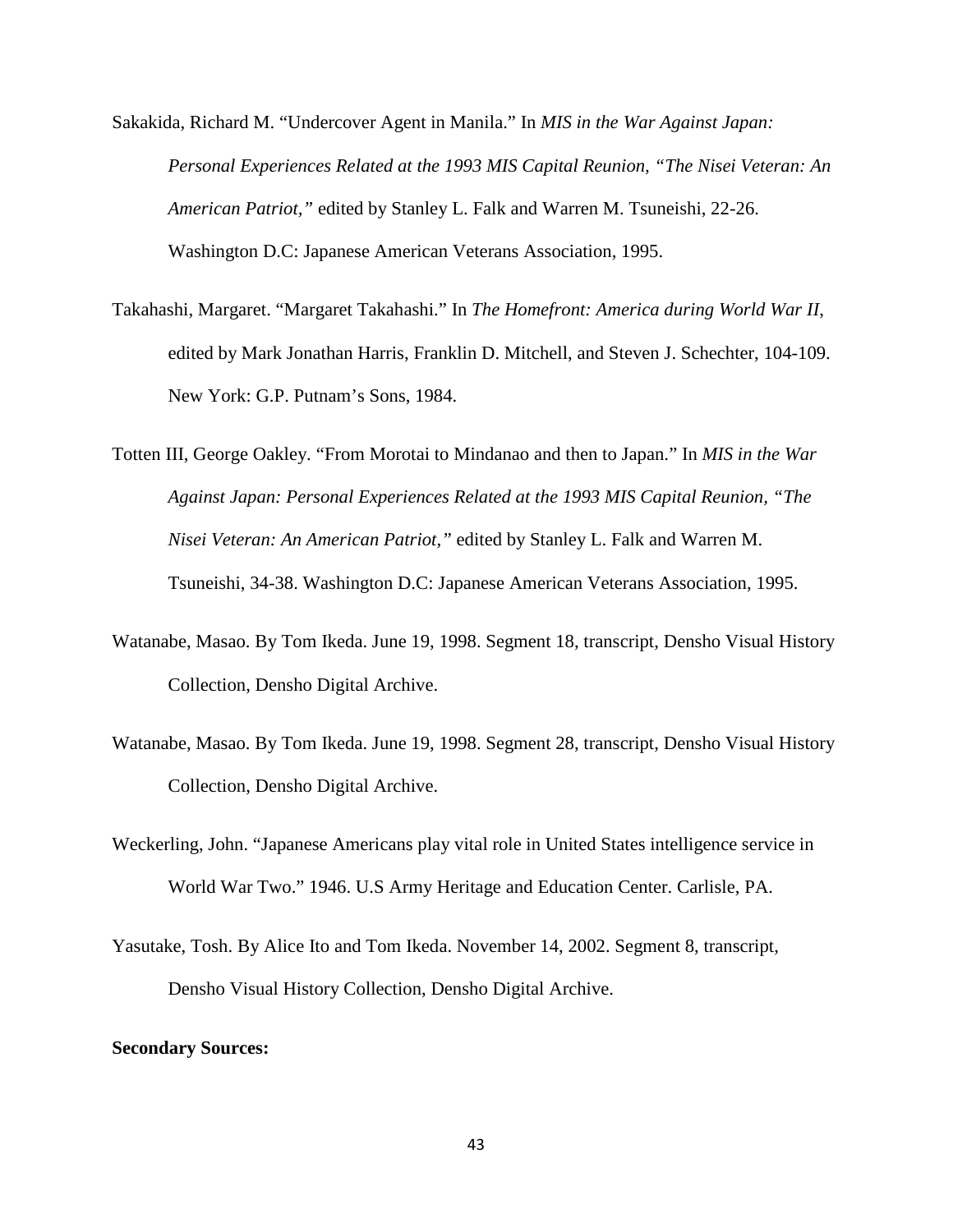Sakakida, Richard M. "Undercover Agent in Manila." In *MIS in the War Against Japan: Personal Experiences Related at the 1993 MIS Capital Reunion, "The Nisei Veteran: An American Patriot,"* edited by Stanley L. Falk and Warren M. Tsuneishi, 22-26. Washington D.C: Japanese American Veterans Association, 1995.

Takahashi, Margaret. "Margaret Takahashi." In *The Homefront: America during World War II*, edited by Mark Jonathan Harris, Franklin D. Mitchell, and Steven J. Schechter, 104-109. New York: G.P. Putnam's Sons, 1984.

Totten III, George Oakley. "From Morotai to Mindanao and then to Japan." In *MIS in the War Against Japan: Personal Experiences Related at the 1993 MIS Capital Reunion, "The Nisei Veteran: An American Patriot,"* edited by Stanley L. Falk and Warren M. Tsuneishi, 34-38. Washington D.C: Japanese American Veterans Association, 1995.

Watanabe, Masao. By Tom Ikeda. June 19, 1998. Segment 18, transcript, Densho Visual History Collection, Densho Digital Archive.

Watanabe, Masao. By Tom Ikeda. June 19, 1998. Segment 28, transcript, Densho Visual History Collection, Densho Digital Archive.

Weckerling, John. "Japanese Americans play vital role in United States intelligence service in World War Two." 1946. U.S Army Heritage and Education Center. Carlisle, PA.

Yasutake, Tosh. By Alice Ito and Tom Ikeda. November 14, 2002. Segment 8, transcript, Densho Visual History Collection, Densho Digital Archive.

**Secondary Sources:**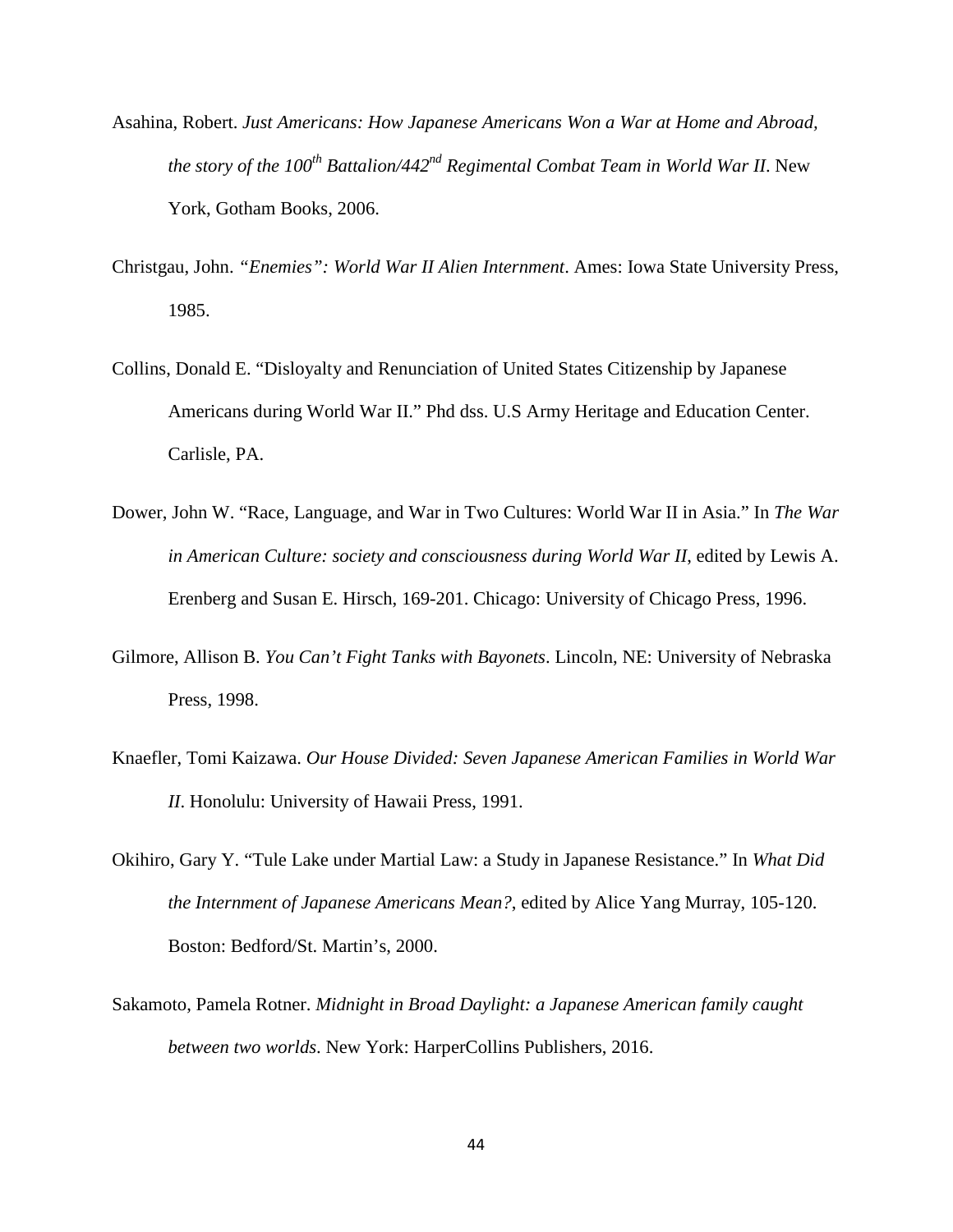Asahina, Robert. *Just Americans: How Japanese Americans Won a War at Home and Abroad, the story of the 100th Battalion/442nd Regimental Combat Team in World War II*. New York, Gotham Books, 2006.

Christgau, John. *"Enemies": World War II Alien Internment*. Ames: Iowa State University Press, 1985.

Collins, Donald E. "Disloyalty and Renunciation of United States Citizenship by Japanese Americans during World War II." Phd dss. U.S Army Heritage and Education Center. Carlisle, PA.

Dower, John W. "Race, Language, and War in Two Cultures: World War II in Asia." In *The War in American Culture: society and consciousness during World War II*, edited by Lewis A. Erenberg and Susan E. Hirsch, 169-201. Chicago: University of Chicago Press, 1996.

Gilmore, Allison B. *You Can't Fight Tanks with Bayonets*. Lincoln, NE: University of Nebraska Press, 1998.

Knaefler, Tomi Kaizawa. *Our House Divided: Seven Japanese American Families in World War II*. Honolulu: University of Hawaii Press, 1991.

Okihiro, Gary Y. "Tule Lake under Martial Law: a Study in Japanese Resistance." In *What Did the Internment of Japanese Americans Mean?*, edited by Alice Yang Murray, 105-120. Boston: Bedford/St. Martin's, 2000.

Sakamoto, Pamela Rotner. *Midnight in Broad Daylight: a Japanese American family caught between two worlds*. New York: HarperCollins Publishers, 2016.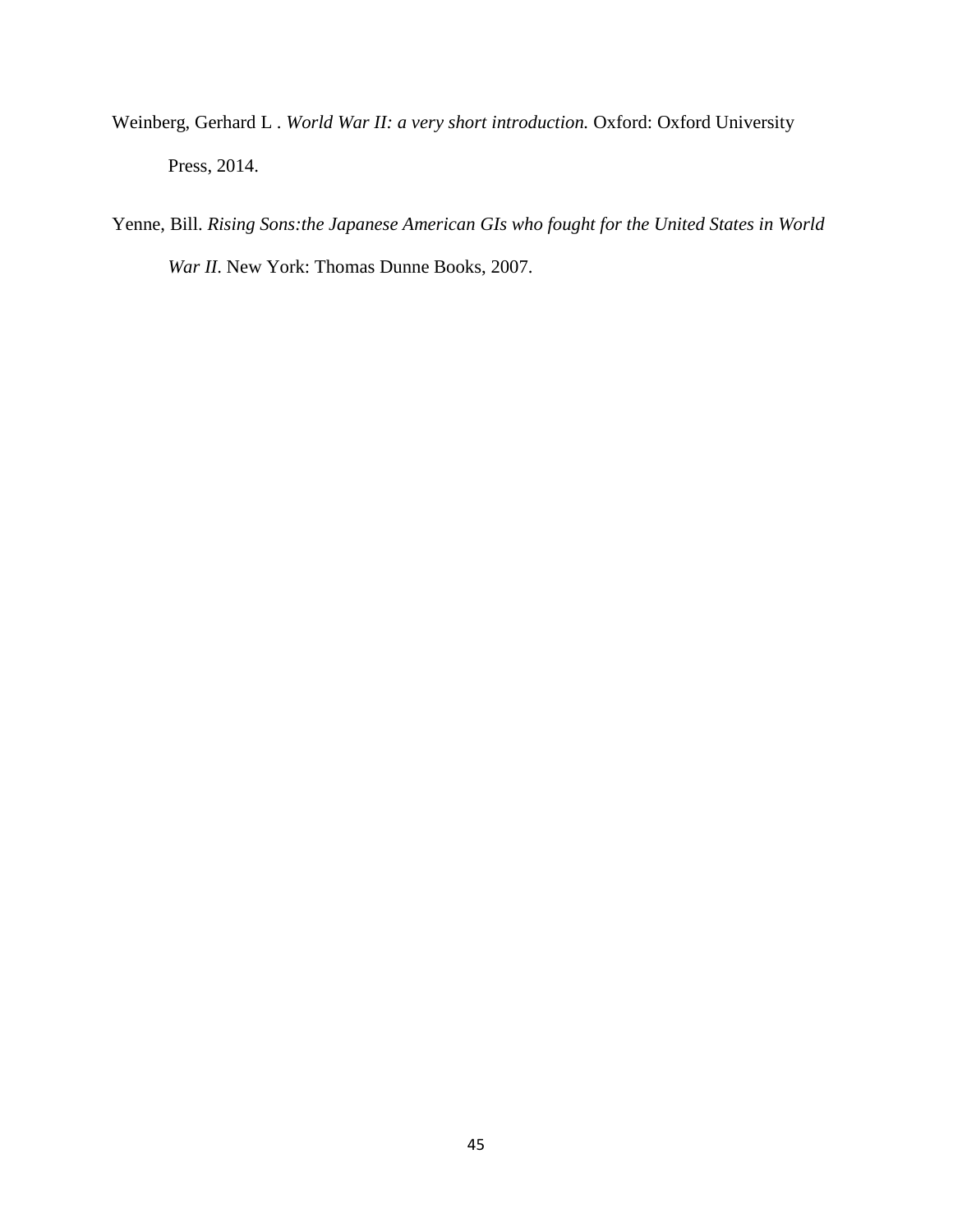Weinberg, Gerhard L . *World War II: a very short introduction.* Oxford: Oxford University Press, 2014.

Yenne, Bill. *Rising Sons:the Japanese American GIs who fought for the United States in World War II*. New York: Thomas Dunne Books, 2007.